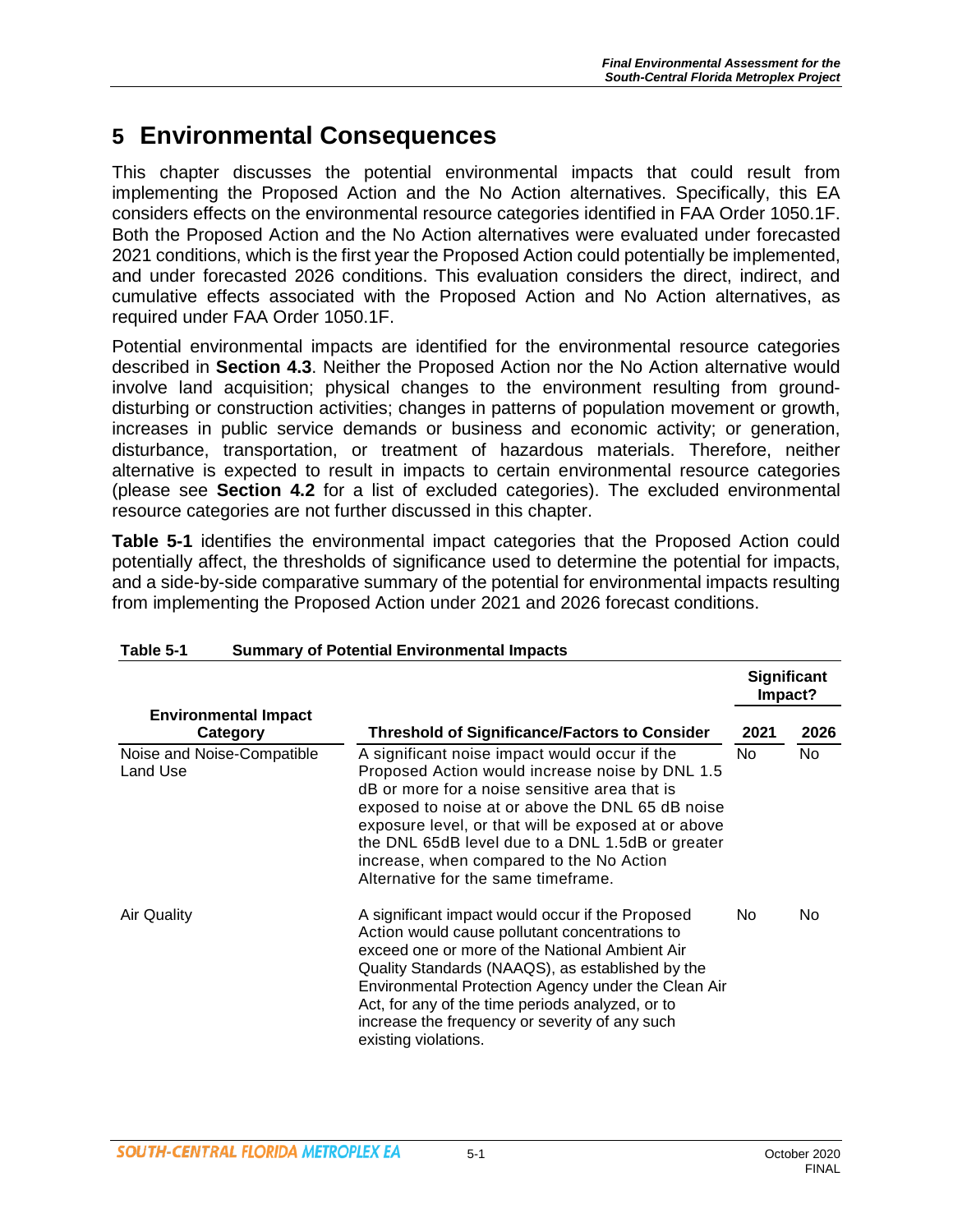# 5 Environmental Consequences

This chapter discusses the potential environmental impacts that could result from implementing the Proposed Action and the No Action alternatives. Specifically, this EA considers effects on the environmental resource categories identified in FAA Order 1050.1F. Both the Proposed Action and the No Action alternatives were evaluated under forecasted 2021 conditions, which is the first year the Proposed Action could potentially be implemented, and under forecasted 2026 conditions. This evaluation considers the direct, indirect, and cumulative effects associated with the Proposed Action and No Action alternatives, as required under FAA Order 1050.1F.

Potential environmental impacts are identified for the environmental resource categories described in **Section 4.3**. Neither the Proposed Action nor the No Action alternative would involve land acquisition; physical changes to the environment resulting from ground-disturbing or construction activities; changes in patterns of population movement or growth, increases in public service demands or business and economic activity; or generation, disturbance, transportation, or treatment of hazardous materials. Therefore, neither alternative is expected to result in impacts to certain environmental resource categories (please see **Section 4.2** for a list of excluded categories). The excluded environmental resource categories are not further discussed in this chapter.

**Table 5-1** identifies the environmental impact categories that the Proposed Action could potentially affect, the thresholds of significance used to determine the potential for impacts, and a side-by-side comparative summary of the potential for environmental impacts resulting from implementing the Proposed Action under 2021 and 2026 forecast conditions.

**Table 5-1 Summary of Potential Environmental Impacts**

| Environmental Impact Category | Threshold of Significance/Factors to Consider | Significant Impact? | |
|---|---|---|---|
| | | 2021 | 2026 |
| Noise and Noise-Compatible Land Use | A significant noise impact would occur if the Proposed Action would increase noise by DNL 1.5 dB or more for a noise sensitive area that is exposed to noise at or above the DNL 65 dB noise exposure level, or that will be exposed at or above the DNL 65dB level due to a DNL 1.5dB or greater increase, when compared to the No Action Alternative for the same timeframe. | No | No |
| Air Quality | A significant impact would occur if the Proposed Action would cause pollutant concentrations to exceed one or more of the National Ambient Air Quality Standards (NAAQS), as established by the Environmental Protection Agency under the Clean Air Act, for any of the time periods analyzed, or to increase the frequency or severity of any such existing violations. | No | No |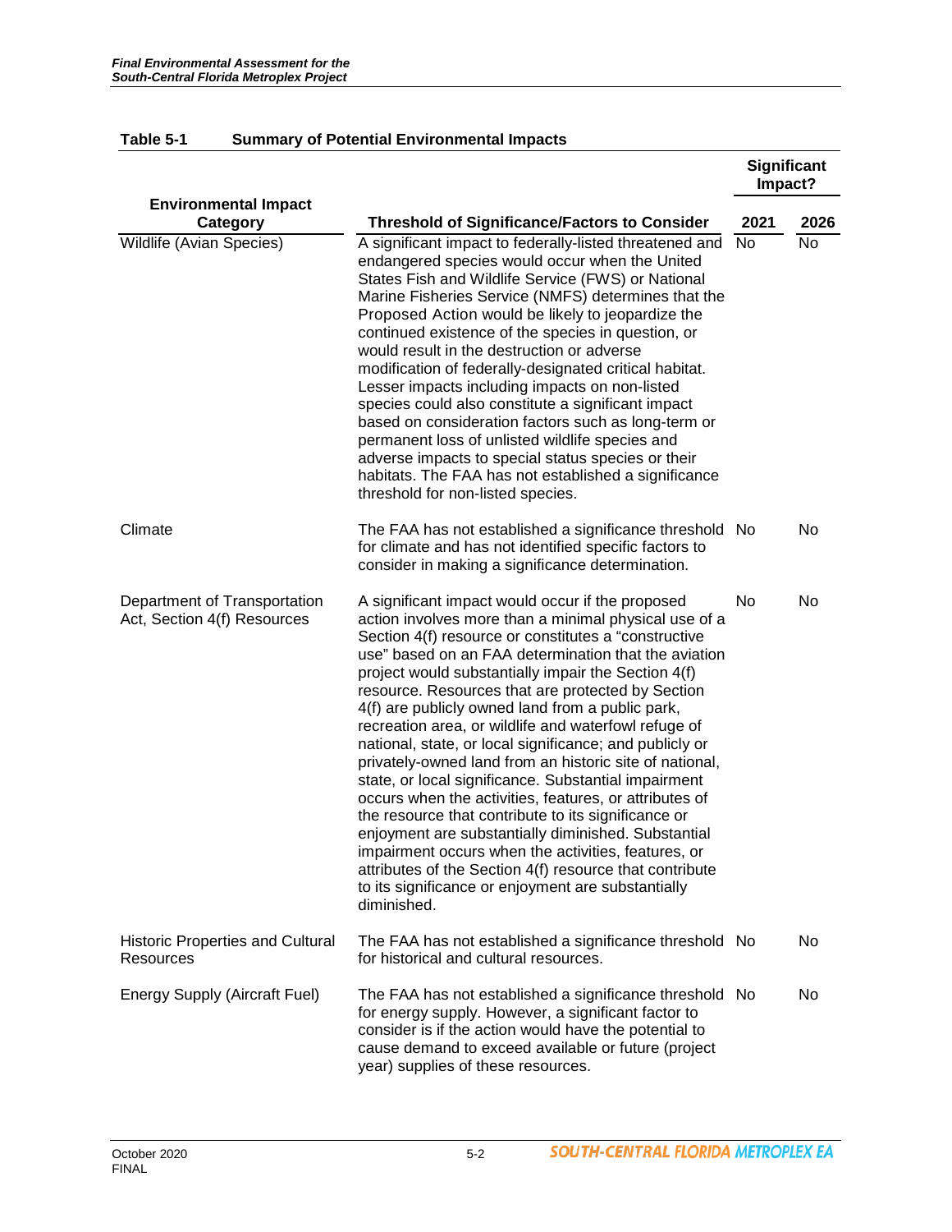**Table 5-1 Summary of Potential Environmental Impacts**

| Environmental Impact Category | Threshold of Significance/Factors to Consider | Significant Impact? | |
|---|---|---|---|
| | | 2021 | 2026 |
| Wildlife (Avian Species) | A significant impact to federally-listed threatened and endangered species would occur when the United States Fish and Wildlife Service (FWS) or National Marine Fisheries Service (NMFS) determines that the Proposed Action would be likely to jeopardize the continued existence of the species in question, or would result in the destruction or adverse modification of federally-designated critical habitat. Lesser impacts including impacts on non-listed species could also constitute a significant impact based on consideration factors such as long-term or permanent loss of unlisted wildlife species and adverse impacts to special status species or their habitats. The FAA has not established a significance threshold for non-listed species. | No | No |
| Climate | The FAA has not established a significance threshold for climate and has not identified specific factors to consider in making a significance determination. | No | No |
| Department of Transportation Act, Section 4(f) Resources | A significant impact would occur if the proposed action involves more than a minimal physical use of a Section 4(f) resource or constitutes a "constructive use" based on an FAA determination that the aviation project would substantially impair the Section 4(f) resource. Resources that are protected by Section 4(f) are publicly owned land from a public park, recreation area, or wildlife and waterfowl refuge of national, state, or local significance; and publicly or privately-owned land from an historic site of national, state, or local significance. Substantial impairment occurs when the activities, features, or attributes of the resource that contribute to its significance or enjoyment are substantially diminished. Substantial impairment occurs when the activities, features, or attributes of the Section 4(f) resource that contribute to its significance or enjoyment are substantially diminished. | No | No |
| Historic Properties and Cultural Resources | The FAA has not established a significance threshold for historical and cultural resources. | No | No |
| Energy Supply (Aircraft Fuel) | The FAA has not established a significance threshold for energy supply. However, a significant factor to consider is if the action would have the potential to cause demand to exceed available or future (project year) supplies of these resources. | No | No |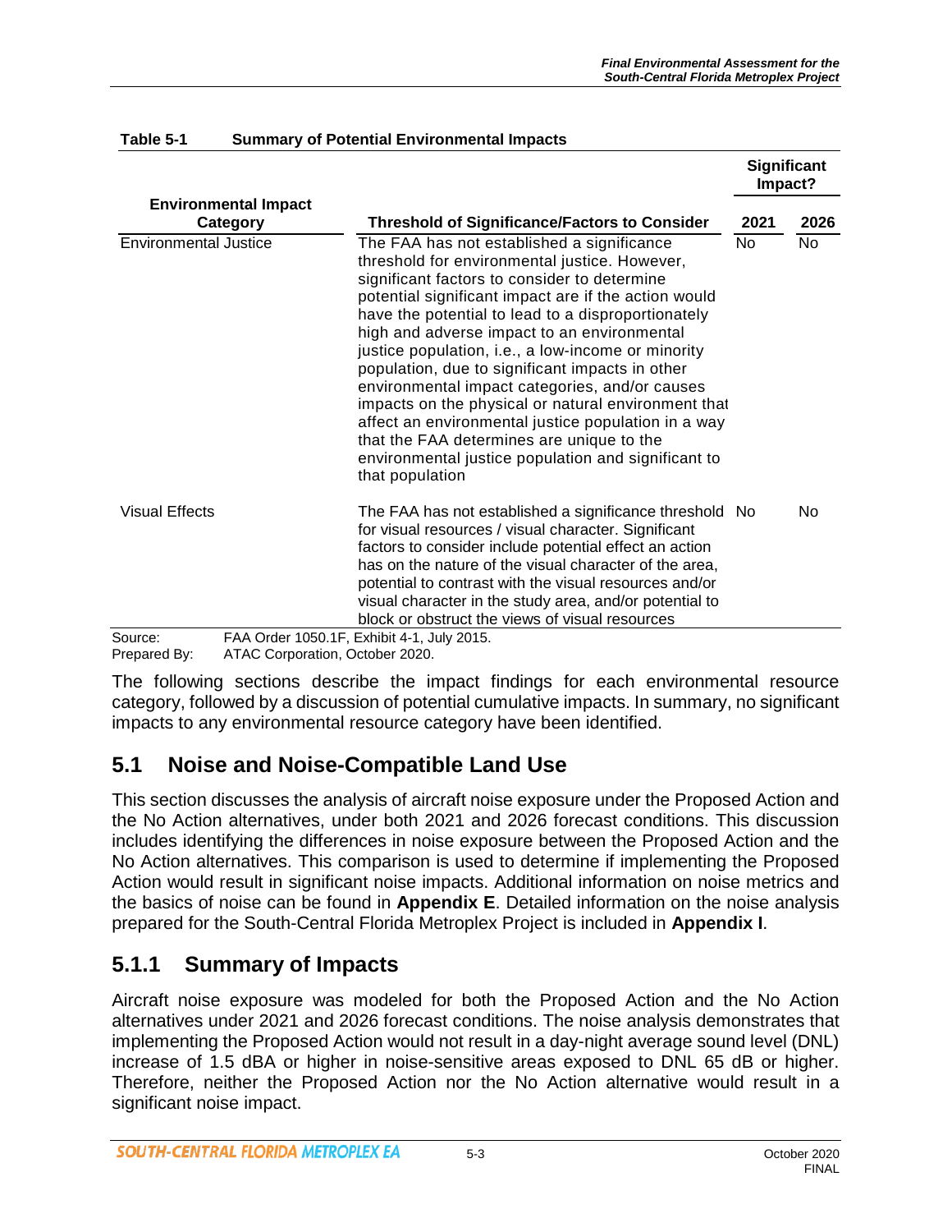**Table 5-1 Summary of Potential Environmental Impacts**

| Environmental Impact Category | Threshold of Significance/Factors to Consider | Significant Impact? | |
|---|---|---|---|
| | | 2021 | 2026 |
| Environmental Justice | The FAA has not established a significance threshold for environmental justice. However, significant factors to consider to determine potential significant impact are if the action would have the potential to lead to a disproportionately high and adverse impact to an environmental justice population, i.e., a low-income or minority population, due to significant impacts in other environmental impact categories, and/or causes impacts on the physical or natural environment that affect an environmental justice population in a way that the FAA determines are unique to the environmental justice population and significant to that population | No | No |
| Visual Effects | The FAA has not established a significance threshold for visual resources / visual character. Significant factors to consider include potential effect an action has on the nature of the visual character of the area, potential to contrast with the visual resources and/or visual character in the study area, and/or potential to block or obstruct the views of visual resources | No | No |

Source: FAA Order 1050.1F, Exhibit 4-1, July 2015.
Prepared By: ATAC Corporation, October 2020.

The following sections describe the impact findings for each environmental resource category, followed by a discussion of potential cumulative impacts. In summary, no significant impacts to any environmental resource category have been identified.

## 5.1 Noise and Noise-Compatible Land Use

This section discusses the analysis of aircraft noise exposure under the Proposed Action and the No Action alternatives, under both 2021 and 2026 forecast conditions. This discussion includes identifying the differences in noise exposure between the Proposed Action and the No Action alternatives. This comparison is used to determine if implementing the Proposed Action would result in significant noise impacts. Additional information on noise metrics and the basics of noise can be found in **Appendix E**. Detailed information on the noise analysis prepared for the South-Central Florida Metroplex Project is included in **Appendix I**.

### 5.1.1 Summary of Impacts

Aircraft noise exposure was modeled for both the Proposed Action and the No Action alternatives under 2021 and 2026 forecast conditions. The noise analysis demonstrates that implementing the Proposed Action would not result in a day-night average sound level (DNL) increase of 1.5 dBA or higher in noise-sensitive areas exposed to DNL 65 dB or higher. Therefore, neither the Proposed Action nor the No Action alternative would result in a significant noise impact.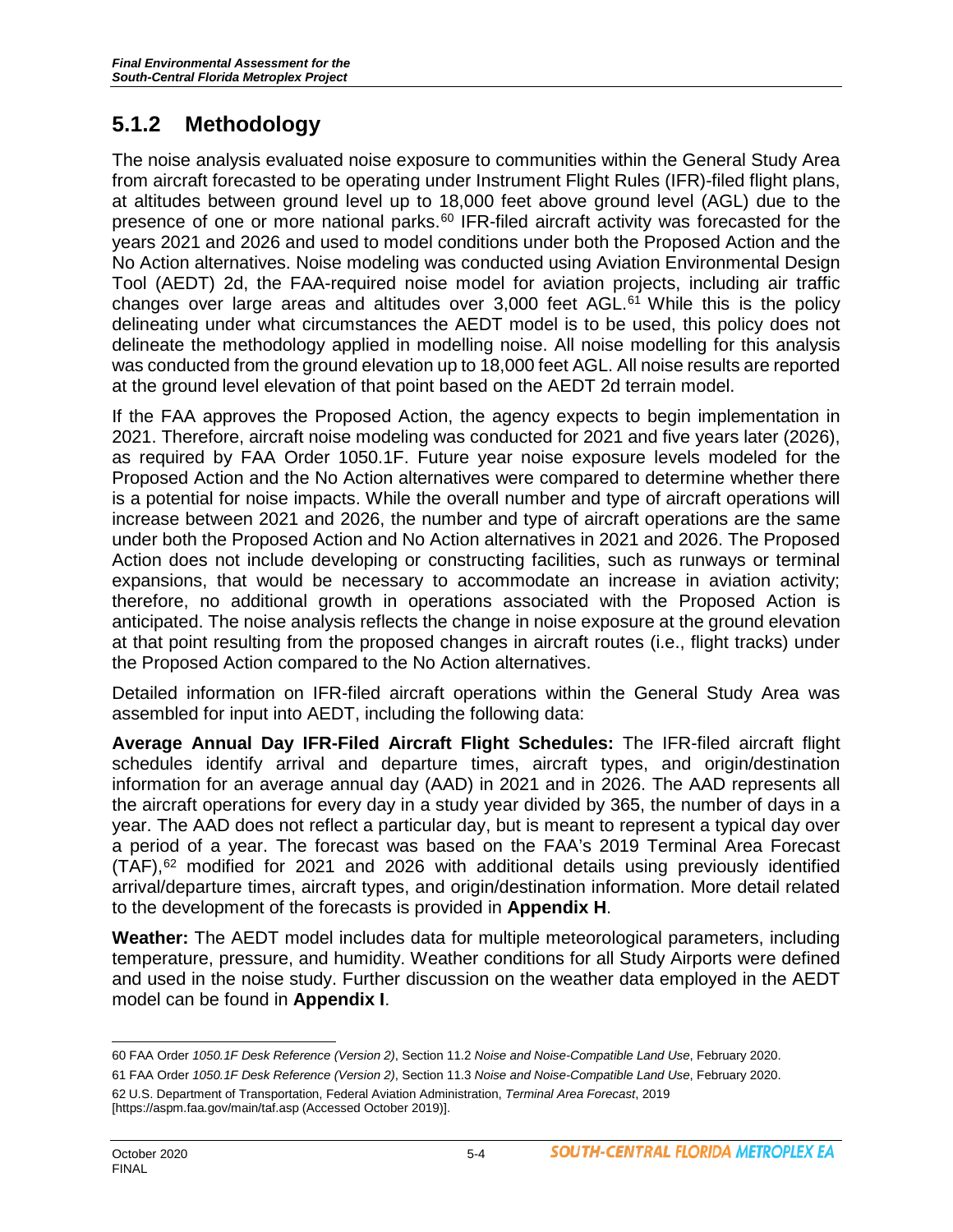## 5.1.2 Methodology

The noise analysis evaluated noise exposure to communities within the General Study Area from aircraft forecasted to be operating under Instrument Flight Rules (IFR)-filed flight plans, at altitudes between ground level up to 18,000 feet above ground level (AGL) due to the presence of one or more national parks.[60] IFR-filed aircraft activity was forecasted for the years 2021 and 2026 and used to model conditions under both the Proposed Action and the No Action alternatives. Noise modeling was conducted using Aviation Environmental Design Tool (AEDT) 2d, the FAA-required noise model for aviation projects, including air traffic changes over large areas and altitudes over 3,000 feet AGL.[61] While this is the policy delineating under what circumstances the AEDT model is to be used, this policy does not delineate the methodology applied in modelling noise. All noise modelling for this analysis was conducted from the ground elevation up to 18,000 feet AGL. All noise results are reported at the ground level elevation of that point based on the AEDT 2d terrain model.

If the FAA approves the Proposed Action, the agency expects to begin implementation in 2021. Therefore, aircraft noise modeling was conducted for 2021 and five years later (2026), as required by FAA Order 1050.1F. Future year noise exposure levels modeled for the Proposed Action and the No Action alternatives were compared to determine whether there is a potential for noise impacts. While the overall number and type of aircraft operations will increase between 2021 and 2026, the number and type of aircraft operations are the same under both the Proposed Action and No Action alternatives in 2021 and 2026. The Proposed Action does not include developing or constructing facilities, such as runways or terminal expansions, that would be necessary to accommodate an increase in aviation activity; therefore, no additional growth in operations associated with the Proposed Action is anticipated. The noise analysis reflects the change in noise exposure at the ground elevation at that point resulting from the proposed changes in aircraft routes (i.e., flight tracks) under the Proposed Action compared to the No Action alternatives.

Detailed information on IFR-filed aircraft operations within the General Study Area was assembled for input into AEDT, including the following data:

**Average Annual Day IFR-Filed Aircraft Flight Schedules:** The IFR-filed aircraft flight schedules identify arrival and departure times, aircraft types, and origin/destination information for an average annual day (AAD) in 2021 and in 2026. The AAD represents all the aircraft operations for every day in a study year divided by 365, the number of days in a year. The AAD does not reflect a particular day, but is meant to represent a typical day over a period of a year. The forecast was based on the FAA's 2019 Terminal Area Forecast (TAF),[62] modified for 2021 and 2026 with additional details using previously identified arrival/departure times, aircraft types, and origin/destination information. More detail related to the development of the forecasts is provided in **Appendix H**.

**Weather:** The AEDT model includes data for multiple meteorological parameters, including temperature, pressure, and humidity. Weather conditions for all Study Airports were defined and used in the noise study. Further discussion on the weather data employed in the AEDT model can be found in **Appendix I**.

---

60 FAA Order *1050.1F Desk Reference (Version 2)*, Section 11.2 *Noise and Noise-Compatible Land Use*, February 2020.

61 FAA Order *1050.1F Desk Reference (Version 2)*, Section 11.3 *Noise and Noise-Compatible Land Use*, February 2020.

62 U.S. Department of Transportation, Federal Aviation Administration, *Terminal Area Forecast*, 2019 [https://aspm.faa.gov/main/taf.asp (Accessed October 2019)].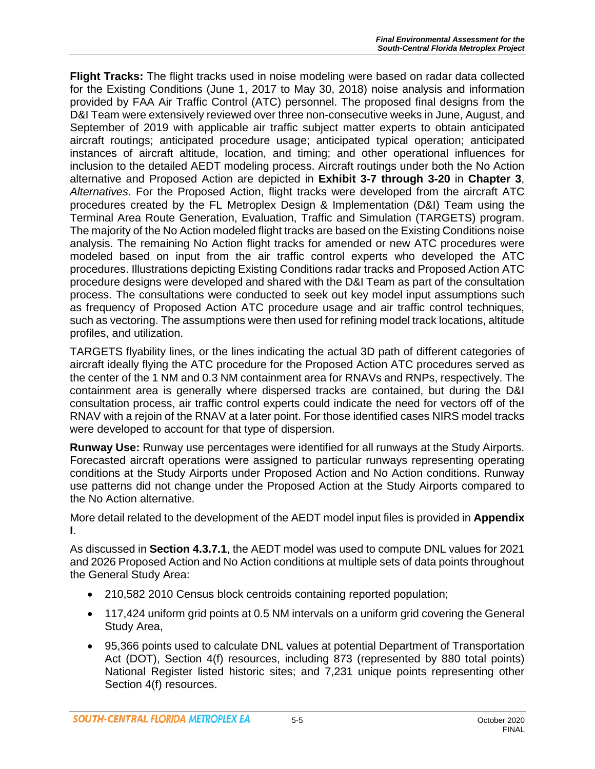**Flight Tracks:** The flight tracks used in noise modeling were based on radar data collected for the Existing Conditions (June 1, 2017 to May 30, 2018) noise analysis and information provided by FAA Air Traffic Control (ATC) personnel. The proposed final designs from the D&I Team were extensively reviewed over three non-consecutive weeks in June, August, and September of 2019 with applicable air traffic subject matter experts to obtain anticipated aircraft routings; anticipated procedure usage; anticipated typical operation; anticipated instances of aircraft altitude, location, and timing; and other operational influences for inclusion to the detailed AEDT modeling process. Aircraft routings under both the No Action alternative and Proposed Action are depicted in **Exhibit 3-7 through 3-20** in **Chapter 3**, *Alternatives*. For the Proposed Action, flight tracks were developed from the aircraft ATC procedures created by the FL Metroplex Design & Implementation (D&I) Team using the Terminal Area Route Generation, Evaluation, Traffic and Simulation (TARGETS) program. The majority of the No Action modeled flight tracks are based on the Existing Conditions noise analysis. The remaining No Action flight tracks for amended or new ATC procedures were modeled based on input from the air traffic control experts who developed the ATC procedures. Illustrations depicting Existing Conditions radar tracks and Proposed Action ATC procedure designs were developed and shared with the D&I Team as part of the consultation process. The consultations were conducted to seek out key model input assumptions such as frequency of Proposed Action ATC procedure usage and air traffic control techniques, such as vectoring. The assumptions were then used for refining model track locations, altitude profiles, and utilization.

TARGETS flyability lines, or the lines indicating the actual 3D path of different categories of aircraft ideally flying the ATC procedure for the Proposed Action ATC procedures served as the center of the 1 NM and 0.3 NM containment area for RNAVs and RNPs, respectively. The containment area is generally where dispersed tracks are contained, but during the D&I consultation process, air traffic control experts could indicate the need for vectors off of the RNAV with a rejoin of the RNAV at a later point. For those identified cases NIRS model tracks were developed to account for that type of dispersion.

**Runway Use:** Runway use percentages were identified for all runways at the Study Airports. Forecasted aircraft operations were assigned to particular runways representing operating conditions at the Study Airports under Proposed Action and No Action conditions. Runway use patterns did not change under the Proposed Action at the Study Airports compared to the No Action alternative.

More detail related to the development of the AEDT model input files is provided in **Appendix I**.

As discussed in **Section 4.3.7.1**, the AEDT model was used to compute DNL values for 2021 and 2026 Proposed Action and No Action conditions at multiple sets of data points throughout the General Study Area:

- 210,582 2010 Census block centroids containing reported population;
- 117,424 uniform grid points at 0.5 NM intervals on a uniform grid covering the General Study Area,
- 95,366 points used to calculate DNL values at potential Department of Transportation Act (DOT), Section 4(f) resources, including 873 (represented by 880 total points) National Register listed historic sites; and 7,231 unique points representing other Section 4(f) resources.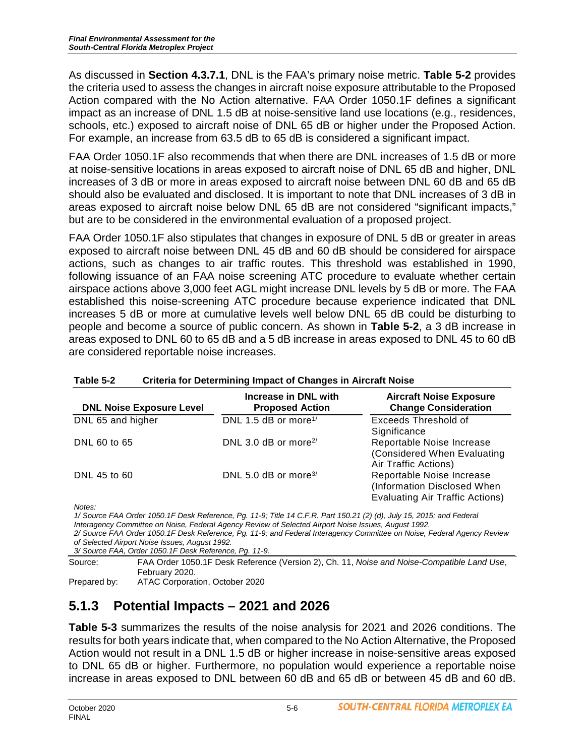As discussed in **Section 4.3.7.1**, DNL is the FAA's primary noise metric. **Table 5-2** provides the criteria used to assess the changes in aircraft noise exposure attributable to the Proposed Action compared with the No Action alternative. FAA Order 1050.1F defines a significant impact as an increase of DNL 1.5 dB at noise-sensitive land use locations (e.g., residences, schools, etc.) exposed to aircraft noise of DNL 65 dB or higher under the Proposed Action. For example, an increase from 63.5 dB to 65 dB is considered a significant impact.

FAA Order 1050.1F also recommends that when there are DNL increases of 1.5 dB or more at noise-sensitive locations in areas exposed to aircraft noise of DNL 65 dB and higher, DNL increases of 3 dB or more in areas exposed to aircraft noise between DNL 60 dB and 65 dB should also be evaluated and disclosed. It is important to note that DNL increases of 3 dB in areas exposed to aircraft noise below DNL 65 dB are not considered "significant impacts," but are to be considered in the environmental evaluation of a proposed project.

FAA Order 1050.1F also stipulates that changes in exposure of DNL 5 dB or greater in areas exposed to aircraft noise between DNL 45 dB and 60 dB should be considered for airspace actions, such as changes to air traffic routes. This threshold was established in 1990, following issuance of an FAA noise screening ATC procedure to evaluate whether certain airspace actions above 3,000 feet AGL might increase DNL levels by 5 dB or more. The FAA established this noise-screening ATC procedure because experience indicated that DNL increases 5 dB or more at cumulative levels well below DNL 65 dB could be disturbing to people and become a source of public concern. As shown in **Table 5-2**, a 3 dB increase in areas exposed to DNL 60 to 65 dB and a 5 dB increase in areas exposed to DNL 45 to 60 dB are considered reportable noise increases.

**Table 5-2 Criteria for Determining Impact of Changes in Aircraft Noise**

| DNL Noise Exposure Level | Increase in DNL with Proposed Action | Aircraft Noise Exposure Change Consideration |
|---|---|---|
| DNL 65 and higher | DNL 1.5 dB or more[1/] | Exceeds Threshold of Significance |
| DNL 60 to 65 | DNL 3.0 dB or more[2/] | Reportable Noise Increase (Considered When Evaluating Air Traffic Actions) |
| DNL 45 to 60 | DNL 5.0 dB or more[3/] | Reportable Noise Increase (Information Disclosed When Evaluating Air Traffic Actions) |

*Notes:*

*1/ Source FAA Order 1050.1F Desk Reference, Pg. 11-9; Title 14 C.F.R. Part 150.21 (2) (d), July 15, 2015; and Federal Interagency Committee on Noise, Federal Agency Review of Selected Airport Noise Issues, August 1992.*

*2/ Source FAA Order 1050.1F Desk Reference, Pg. 11-9; and Federal Interagency Committee on Noise, Federal Agency Review of Selected Airport Noise Issues, August 1992.*

*3/ Source FAA, Order 1050.1F Desk Reference, Pg. 11-9.*

Source: FAA Order 1050.1F Desk Reference (Version 2), Ch. 11, *Noise and Noise-Compatible Land Use*, February 2020.

Prepared by: ATAC Corporation, October 2020

## 5.1.3 Potential Impacts – 2021 and 2026

**Table 5-3** summarizes the results of the noise analysis for 2021 and 2026 conditions. The results for both years indicate that, when compared to the No Action Alternative, the Proposed Action would not result in a DNL 1.5 dB or higher increase in noise-sensitive areas exposed to DNL 65 dB or higher. Furthermore, no population would experience a reportable noise increase in areas exposed to DNL between 60 dB and 65 dB or between 45 dB and 60 dB.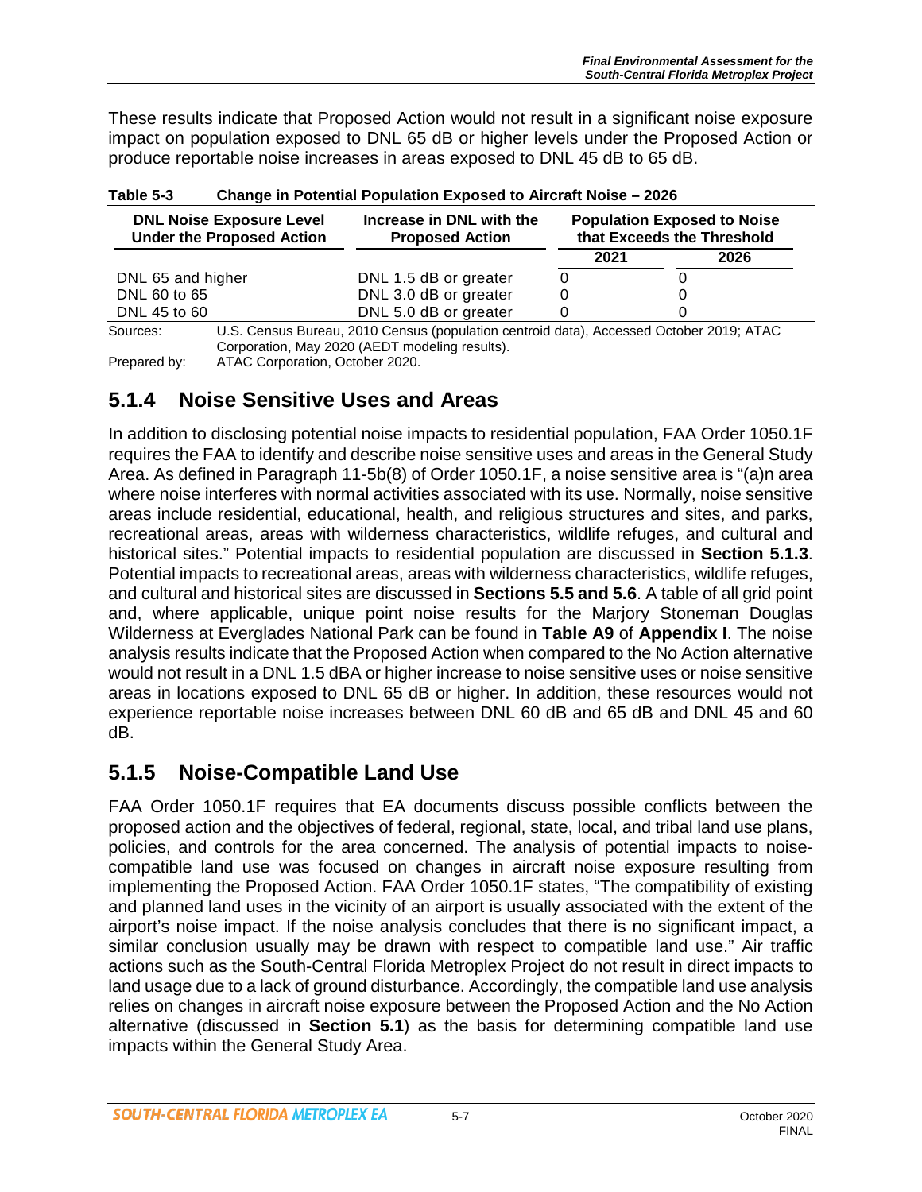These results indicate that Proposed Action would not result in a significant noise exposure impact on population exposed to DNL 65 dB or higher levels under the Proposed Action or produce reportable noise increases in areas exposed to DNL 45 dB to 65 dB.

**Table 5-3 Change in Potential Population Exposed to Aircraft Noise – 2026**

| DNL Noise Exposure Level Under the Proposed Action | Increase in DNL with the Proposed Action | Population Exposed to Noise that Exceeds the Threshold | |
|---|---|---|---|
| | | 2021 | 2026 |
| DNL 65 and higher | DNL 1.5 dB or greater | 0 | 0 |
| DNL 60 to 65 | DNL 3.0 dB or greater | 0 | 0 |
| DNL 45 to 60 | DNL 5.0 dB or greater | 0 | 0 |

Sources: U.S. Census Bureau, 2010 Census (population centroid data), Accessed October 2019; ATAC Corporation, May 2020 (AEDT modeling results).

Prepared by: ATAC Corporation, October 2020.

## 5.1.4 Noise Sensitive Uses and Areas

In addition to disclosing potential noise impacts to residential population, FAA Order 1050.1F requires the FAA to identify and describe noise sensitive uses and areas in the General Study Area. As defined in Paragraph 11-5b(8) of Order 1050.1F, a noise sensitive area is "(a)n area where noise interferes with normal activities associated with its use. Normally, noise sensitive areas include residential, educational, health, and religious structures and sites, and parks, recreational areas, areas with wilderness characteristics, wildlife refuges, and cultural and historical sites." Potential impacts to residential population are discussed in **Section 5.1.3**. Potential impacts to recreational areas, areas with wilderness characteristics, wildlife refuges, and cultural and historical sites are discussed in **Sections 5.5 and 5.6**. A table of all grid point and, where applicable, unique point noise results for the Marjory Stoneman Douglas Wilderness at Everglades National Park can be found in **Table A9** of **Appendix I**. The noise analysis results indicate that the Proposed Action when compared to the No Action alternative would not result in a DNL 1.5 dBA or higher increase to noise sensitive uses or noise sensitive areas in locations exposed to DNL 65 dB or higher. In addition, these resources would not experience reportable noise increases between DNL 60 dB and 65 dB and DNL 45 and 60 dB.

## 5.1.5 Noise-Compatible Land Use

FAA Order 1050.1F requires that EA documents discuss possible conflicts between the proposed action and the objectives of federal, regional, state, local, and tribal land use plans, policies, and controls for the area concerned. The analysis of potential impacts to noise-compatible land use was focused on changes in aircraft noise exposure resulting from implementing the Proposed Action. FAA Order 1050.1F states, "The compatibility of existing and planned land uses in the vicinity of an airport is usually associated with the extent of the airport's noise impact. If the noise analysis concludes that there is no significant impact, a similar conclusion usually may be drawn with respect to compatible land use." Air traffic actions such as the South-Central Florida Metroplex Project do not result in direct impacts to land usage due to a lack of ground disturbance. Accordingly, the compatible land use analysis relies on changes in aircraft noise exposure between the Proposed Action and the No Action alternative (discussed in **Section 5.1**) as the basis for determining compatible land use impacts within the General Study Area.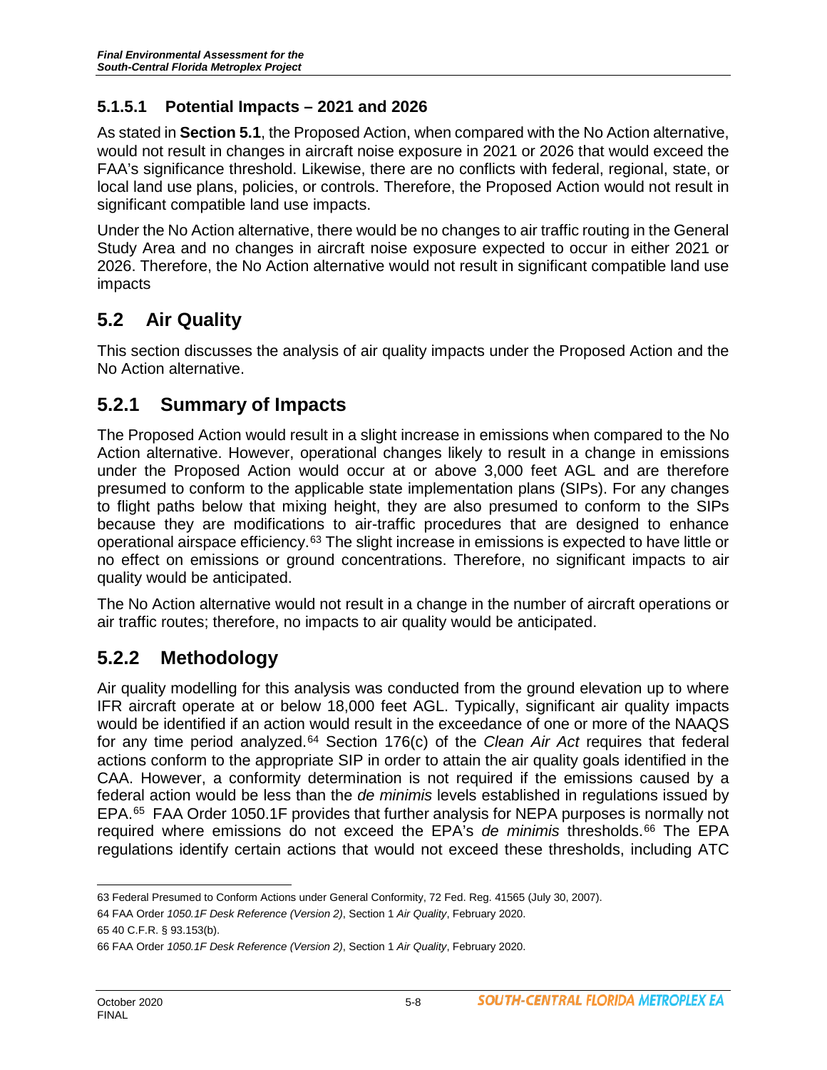### 5.1.5.1 Potential Impacts – 2021 and 2026

As stated in **Section 5.1**, the Proposed Action, when compared with the No Action alternative, would not result in changes in aircraft noise exposure in 2021 or 2026 that would exceed the FAA's significance threshold. Likewise, there are no conflicts with federal, regional, state, or local land use plans, policies, or controls. Therefore, the Proposed Action would not result in significant compatible land use impacts.

Under the No Action alternative, there would be no changes to air traffic routing in the General Study Area and no changes in aircraft noise exposure expected to occur in either 2021 or 2026. Therefore, the No Action alternative would not result in significant compatible land use impacts

## 5.2 Air Quality

This section discusses the analysis of air quality impacts under the Proposed Action and the No Action alternative.

## 5.2.1 Summary of Impacts

The Proposed Action would result in a slight increase in emissions when compared to the No Action alternative. However, operational changes likely to result in a change in emissions under the Proposed Action would occur at or above 3,000 feet AGL and are therefore presumed to conform to the applicable state implementation plans (SIPs). For any changes to flight paths below that mixing height, they are also presumed to conform to the SIPs because they are modifications to air-traffic procedures that are designed to enhance operational airspace efficiency.[63] The slight increase in emissions is expected to have little or no effect on emissions or ground concentrations. Therefore, no significant impacts to air quality would be anticipated.

The No Action alternative would not result in a change in the number of aircraft operations or air traffic routes; therefore, no impacts to air quality would be anticipated.

## 5.2.2 Methodology

Air quality modelling for this analysis was conducted from the ground elevation up to where IFR aircraft operate at or below 18,000 feet AGL. Typically, significant air quality impacts would be identified if an action would result in the exceedance of one or more of the NAAQS for any time period analyzed.[64] Section 176(c) of the *Clean Air Act* requires that federal actions conform to the appropriate SIP in order to attain the air quality goals identified in the CAA. However, a conformity determination is not required if the emissions caused by a federal action would be less than the *de minimis* levels established in regulations issued by EPA.[65] FAA Order 1050.1F provides that further analysis for NEPA purposes is normally not required where emissions do not exceed the EPA's *de minimis* thresholds.[66] The EPA regulations identify certain actions that would not exceed these thresholds, including ATC

---

63 Federal Presumed to Conform Actions under General Conformity, 72 Fed. Reg. 41565 (July 30, 2007).

64 FAA Order *1050.1F Desk Reference (Version 2)*, Section 1 *Air Quality*, February 2020.

65 40 C.F.R. § 93.153(b).

66 FAA Order *1050.1F Desk Reference (Version 2)*, Section 1 *Air Quality*, February 2020.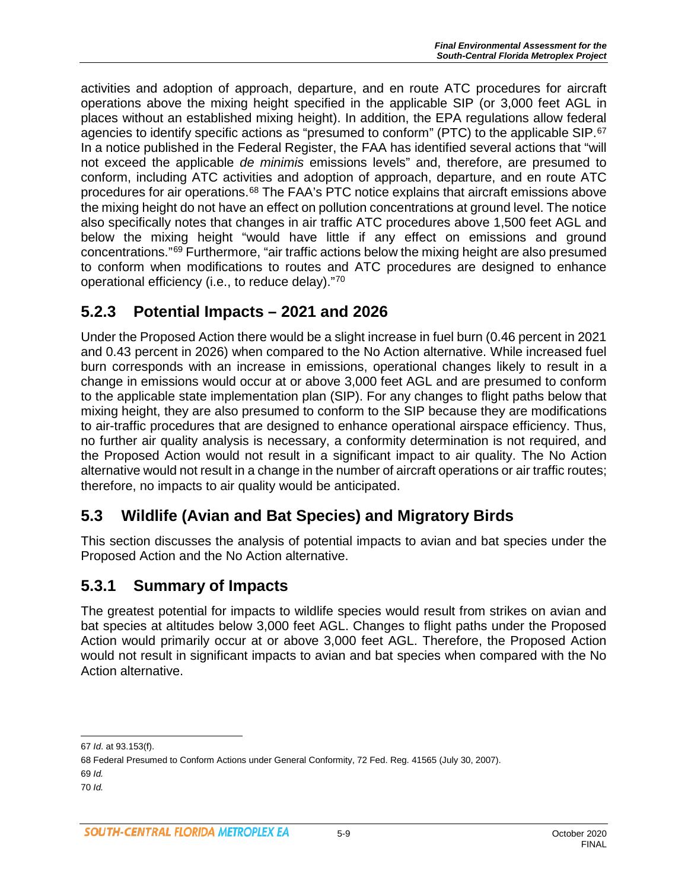activities and adoption of approach, departure, and en route ATC procedures for aircraft operations above the mixing height specified in the applicable SIP (or 3,000 feet AGL in places without an established mixing height). In addition, the EPA regulations allow federal agencies to identify specific actions as "presumed to conform" (PTC) to the applicable SIP.[67] In a notice published in the Federal Register, the FAA has identified several actions that "will not exceed the applicable *de minimis* emissions levels" and, therefore, are presumed to conform, including ATC activities and adoption of approach, departure, and en route ATC procedures for air operations.[68] The FAA's PTC notice explains that aircraft emissions above the mixing height do not have an effect on pollution concentrations at ground level. The notice also specifically notes that changes in air traffic ATC procedures above 1,500 feet AGL and below the mixing height "would have little if any effect on emissions and ground concentrations."[69] Furthermore, "air traffic actions below the mixing height are also presumed to conform when modifications to routes and ATC procedures are designed to enhance operational efficiency (i.e., to reduce delay)."[70]

## 5.2.3 Potential Impacts – 2021 and 2026

Under the Proposed Action there would be a slight increase in fuel burn (0.46 percent in 2021 and 0.43 percent in 2026) when compared to the No Action alternative. While increased fuel burn corresponds with an increase in emissions, operational changes likely to result in a change in emissions would occur at or above 3,000 feet AGL and are presumed to conform to the applicable state implementation plan (SIP). For any changes to flight paths below that mixing height, they are also presumed to conform to the SIP because they are modifications to air-traffic procedures that are designed to enhance operational airspace efficiency. Thus, no further air quality analysis is necessary, a conformity determination is not required, and the Proposed Action would not result in a significant impact to air quality. The No Action alternative would not result in a change in the number of aircraft operations or air traffic routes; therefore, no impacts to air quality would be anticipated.

## 5.3 Wildlife (Avian and Bat Species) and Migratory Birds

This section discusses the analysis of potential impacts to avian and bat species under the Proposed Action and the No Action alternative.

## 5.3.1 Summary of Impacts

The greatest potential for impacts to wildlife species would result from strikes on avian and bat species at altitudes below 3,000 feet AGL. Changes to flight paths under the Proposed Action would primarily occur at or above 3,000 feet AGL. Therefore, the Proposed Action would not result in significant impacts to avian and bat species when compared with the No Action alternative.

---

67 *Id.* at 93.153(f).

68 Federal Presumed to Conform Actions under General Conformity, 72 Fed. Reg. 41565 (July 30, 2007).

69 *Id.*

70 *Id.*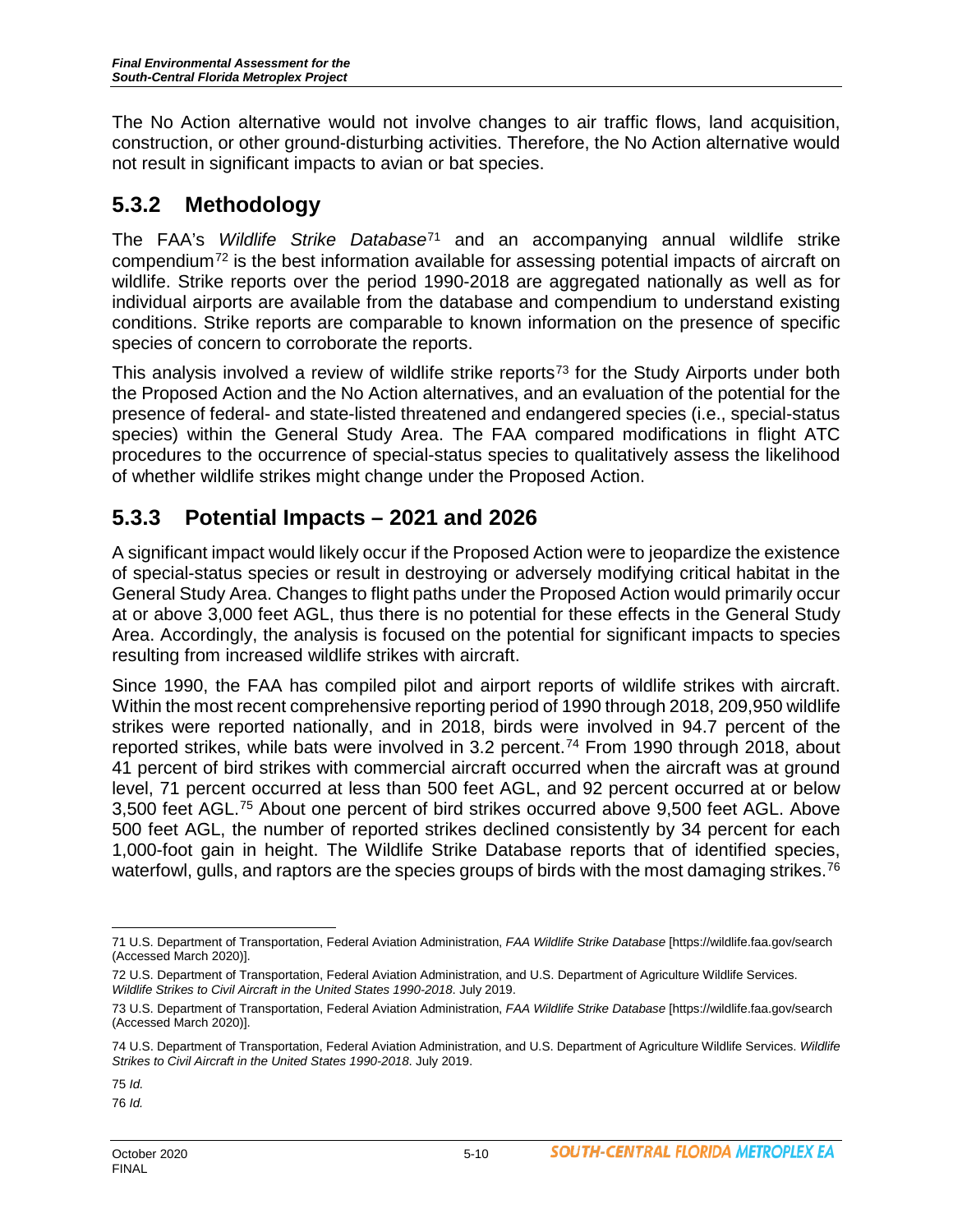The No Action alternative would not involve changes to air traffic flows, land acquisition, construction, or other ground-disturbing activities. Therefore, the No Action alternative would not result in significant impacts to avian or bat species.

## 5.3.2 Methodology

The FAA's *Wildlife Strike Database*[71] and an accompanying annual wildlife strike compendium[72] is the best information available for assessing potential impacts of aircraft on wildlife. Strike reports over the period 1990-2018 are aggregated nationally as well as for individual airports are available from the database and compendium to understand existing conditions. Strike reports are comparable to known information on the presence of specific species of concern to corroborate the reports.

This analysis involved a review of wildlife strike reports[73] for the Study Airports under both the Proposed Action and the No Action alternatives, and an evaluation of the potential for the presence of federal- and state-listed threatened and endangered species (i.e., special-status species) within the General Study Area. The FAA compared modifications in flight ATC procedures to the occurrence of special-status species to qualitatively assess the likelihood of whether wildlife strikes might change under the Proposed Action.

## 5.3.3 Potential Impacts – 2021 and 2026

A significant impact would likely occur if the Proposed Action were to jeopardize the existence of special-status species or result in destroying or adversely modifying critical habitat in the General Study Area. Changes to flight paths under the Proposed Action would primarily occur at or above 3,000 feet AGL, thus there is no potential for these effects in the General Study Area. Accordingly, the analysis is focused on the potential for significant impacts to species resulting from increased wildlife strikes with aircraft.

Since 1990, the FAA has compiled pilot and airport reports of wildlife strikes with aircraft. Within the most recent comprehensive reporting period of 1990 through 2018, 209,950 wildlife strikes were reported nationally, and in 2018, birds were involved in 94.7 percent of the reported strikes, while bats were involved in 3.2 percent.[74] From 1990 through 2018, about 41 percent of bird strikes with commercial aircraft occurred when the aircraft was at ground level, 71 percent occurred at less than 500 feet AGL, and 92 percent occurred at or below 3,500 feet AGL.[75] About one percent of bird strikes occurred above 9,500 feet AGL. Above 500 feet AGL, the number of reported strikes declined consistently by 34 percent for each 1,000-foot gain in height. The Wildlife Strike Database reports that of identified species, waterfowl, gulls, and raptors are the species groups of birds with the most damaging strikes.[76]

---

71 U.S. Department of Transportation, Federal Aviation Administration, *FAA Wildlife Strike Database* [https://wildlife.faa.gov/search (Accessed March 2020)].

72 U.S. Department of Transportation, Federal Aviation Administration, and U.S. Department of Agriculture Wildlife Services. *Wildlife Strikes to Civil Aircraft in the United States 1990-2018*. July 2019.

73 U.S. Department of Transportation, Federal Aviation Administration, *FAA Wildlife Strike Database* [https://wildlife.faa.gov/search (Accessed March 2020)].

74 U.S. Department of Transportation, Federal Aviation Administration, and U.S. Department of Agriculture Wildlife Services. *Wildlife Strikes to Civil Aircraft in the United States 1990-2018*. July 2019.

75 *Id.*

76 *Id.*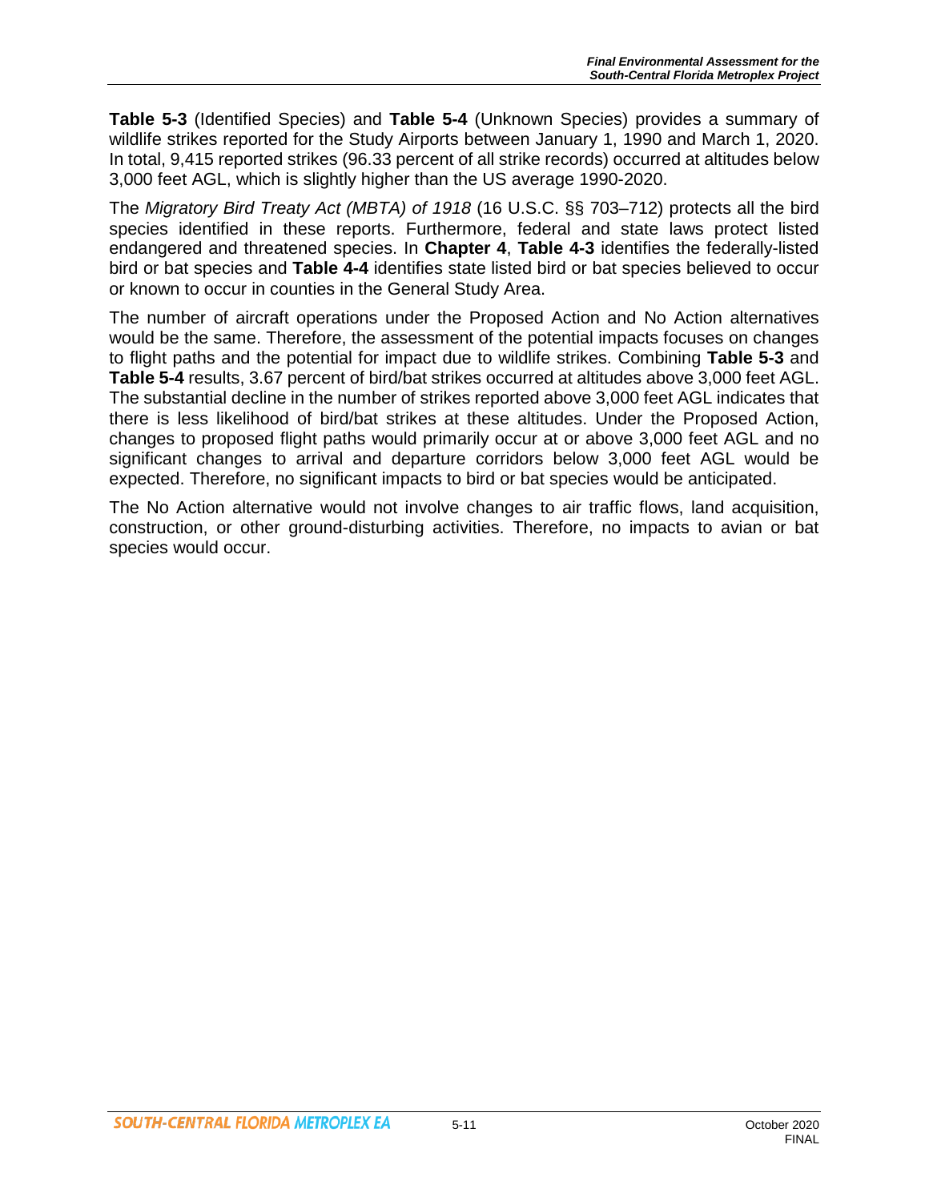**Table 5-3** (Identified Species) and **Table 5-4** (Unknown Species) provides a summary of wildlife strikes reported for the Study Airports between January 1, 1990 and March 1, 2020. In total, 9,415 reported strikes (96.33 percent of all strike records) occurred at altitudes below 3,000 feet AGL, which is slightly higher than the US average 1990-2020.

The *Migratory Bird Treaty Act (MBTA) of 1918* (16 U.S.C. §§ 703–712) protects all the bird species identified in these reports. Furthermore, federal and state laws protect listed endangered and threatened species. In **Chapter 4**, **Table 4-3** identifies the federally-listed bird or bat species and **Table 4-4** identifies state listed bird or bat species believed to occur or known to occur in counties in the General Study Area.

The number of aircraft operations under the Proposed Action and No Action alternatives would be the same. Therefore, the assessment of the potential impacts focuses on changes to flight paths and the potential for impact due to wildlife strikes. Combining **Table 5-3** and **Table 5-4** results, 3.67 percent of bird/bat strikes occurred at altitudes above 3,000 feet AGL. The substantial decline in the number of strikes reported above 3,000 feet AGL indicates that there is less likelihood of bird/bat strikes at these altitudes. Under the Proposed Action, changes to proposed flight paths would primarily occur at or above 3,000 feet AGL and no significant changes to arrival and departure corridors below 3,000 feet AGL would be expected. Therefore, no significant impacts to bird or bat species would be anticipated.

The No Action alternative would not involve changes to air traffic flows, land acquisition, construction, or other ground-disturbing activities. Therefore, no impacts to avian or bat species would occur.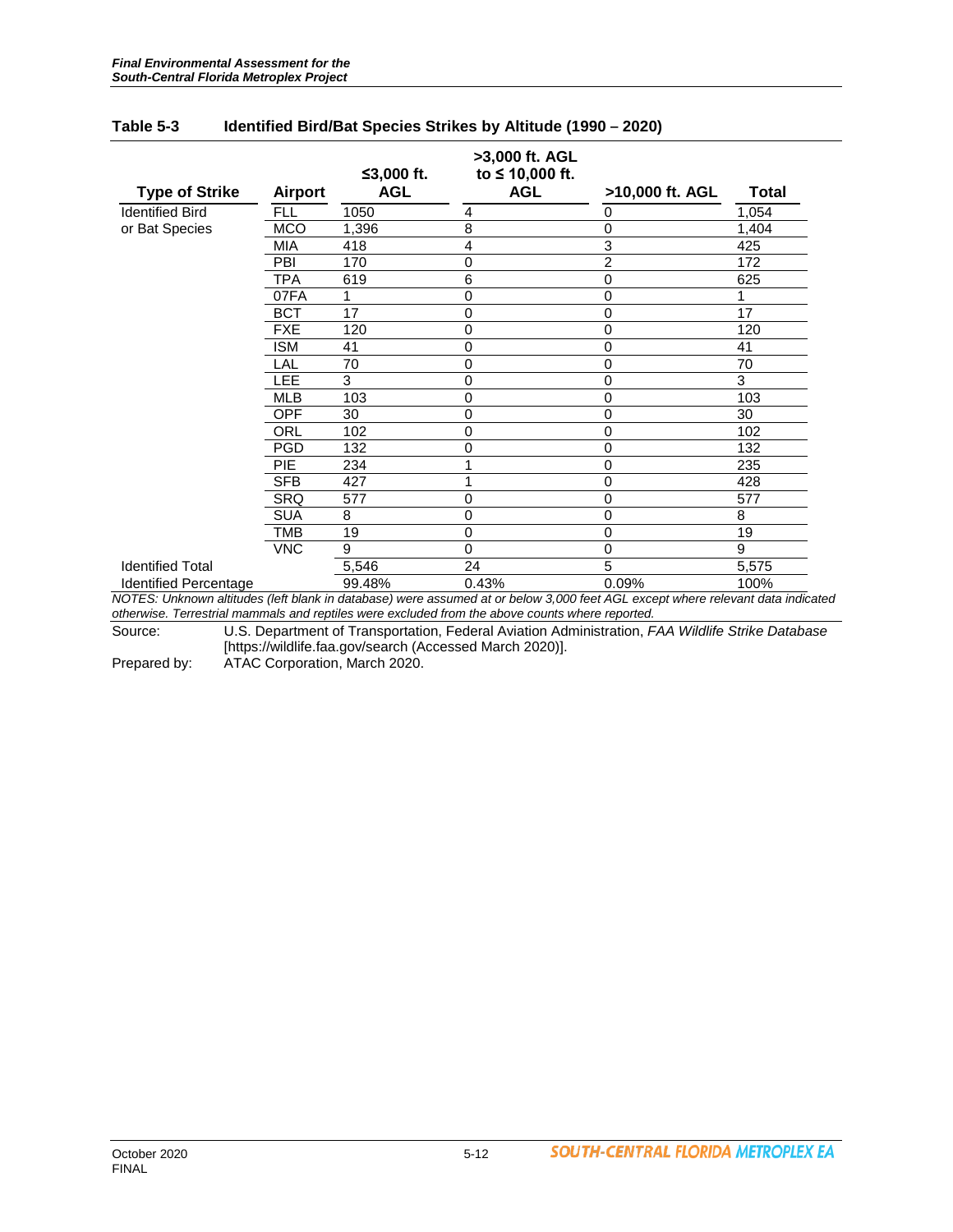**Table 5-3 Identified Bird/Bat Species Strikes by Altitude (1990 – 2020)**

| Type of Strike | Airport | ≤3,000 ft. AGL | >3,000 ft. AGL to ≤ 10,000 ft. AGL | >10,000 ft. AGL | Total |
|---|---|---|---|---|---|
| Identified Bird or Bat Species | FLL | 1050 | 4 | 0 | 1,054 |
| | MCO | 1,396 | 8 | 0 | 1,404 |
| | MIA | 418 | 4 | 3 | 425 |
| | PBI | 170 | 0 | 2 | 172 |
| | TPA | 619 | 6 | 0 | 625 |
| | 07FA | 1 | 0 | 0 | 1 |
| | BCT | 17 | 0 | 0 | 17 |
| | FXE | 120 | 0 | 0 | 120 |
| | ISM | 41 | 0 | 0 | 41 |
| | LAL | 70 | 0 | 0 | 70 |
| | LEE | 3 | 0 | 0 | 3 |
| | MLB | 103 | 0 | 0 | 103 |
| | OPF | 30 | 0 | 0 | 30 |
| | ORL | 102 | 0 | 0 | 102 |
| | PGD | 132 | 0 | 0 | 132 |
| | PIE | 234 | 1 | 0 | 235 |
| | SFB | 427 | 1 | 0 | 428 |
| | SRQ | 577 | 0 | 0 | 577 |
| | SUA | 8 | 0 | 0 | 8 |
| | TMB | 19 | 0 | 0 | 19 |
| | VNC | 9 | 0 | 0 | 9 |
| Identified Total | | 5,546 | 24 | 5 | 5,575 |
| Identified Percentage | | 99.48% | 0.43% | 0.09% | 100% |

*NOTES: Unknown altitudes (left blank in database) were assumed at or below 3,000 feet AGL except where relevant data indicated otherwise. Terrestrial mammals and reptiles were excluded from the above counts where reported.*

Source: U.S. Department of Transportation, Federal Aviation Administration, *FAA Wildlife Strike Database* [https://wildlife.faa.gov/search (Accessed March 2020)].

Prepared by: ATAC Corporation, March 2020.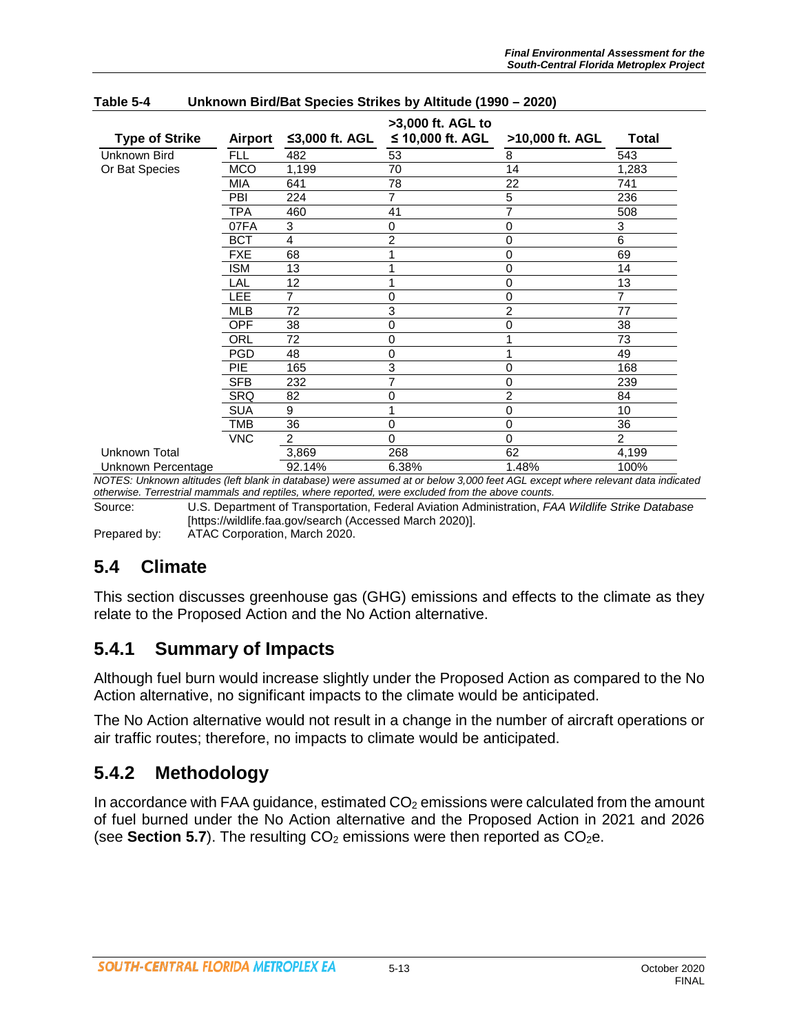**Table 5-4 Unknown Bird/Bat Species Strikes by Altitude (1990 – 2020)**

| Type of Strike | Airport | ≤3,000 ft. AGL | >3,000 ft. AGL to ≤ 10,000 ft. AGL | >10,000 ft. AGL | Total |
|---|---|---|---|---|---|
| Unknown Bird Or Bat Species | FLL | 482 | 53 | 8 | 543 |
| | MCO | 1,199 | 70 | 14 | 1,283 |
| | MIA | 641 | 78 | 22 | 741 |
| | PBI | 224 | 7 | 5 | 236 |
| | TPA | 460 | 41 | 7 | 508 |
| | 07FA | 3 | 0 | 0 | 3 |
| | BCT | 4 | 2 | 0 | 6 |
| | FXE | 68 | 1 | 0 | 69 |
| | ISM | 13 | 1 | 0 | 14 |
| | LAL | 12 | 1 | 0 | 13 |
| | LEE | 7 | 0 | 0 | 7 |
| | MLB | 72 | 3 | 2 | 77 |
| | OPF | 38 | 0 | 0 | 38 |
| | ORL | 72 | 0 | 1 | 73 |
| | PGD | 48 | 0 | 1 | 49 |
| | PIE | 165 | 3 | 0 | 168 |
| | SFB | 232 | 7 | 0 | 239 |
| | SRQ | 82 | 0 | 2 | 84 |
| | SUA | 9 | 1 | 0 | 10 |
| | TMB | 36 | 0 | 0 | 36 |
| | VNC | 2 | 0 | 0 | 2 |
| Unknown Total | | 3,869 | 268 | 62 | 4,199 |
| Unknown Percentage | | 92.14% | 6.38% | 1.48% | 100% |

*NOTES: Unknown altitudes (left blank in database) were assumed at or below 3,000 feet AGL except where relevant data indicated otherwise. Terrestrial mammals and reptiles, where reported, were excluded from the above counts.*

Source: U.S. Department of Transportation, Federal Aviation Administration, *FAA Wildlife Strike Database* [https://wildlife.faa.gov/search (Accessed March 2020)].

Prepared by: ATAC Corporation, March 2020.

## 5.4 Climate

This section discusses greenhouse gas (GHG) emissions and effects to the climate as they relate to the Proposed Action and the No Action alternative.

### 5.4.1 Summary of Impacts

Although fuel burn would increase slightly under the Proposed Action as compared to the No Action alternative, no significant impacts to the climate would be anticipated.

The No Action alternative would not result in a change in the number of aircraft operations or air traffic routes; therefore, no impacts to climate would be anticipated.

### 5.4.2 Methodology

In accordance with FAA guidance, estimated $CO_2$ emissions were calculated from the amount of fuel burned under the No Action alternative and the Proposed Action in 2021 and 2026 (see **Section 5.7**). The resulting $CO_2$ emissions were then reported as $CO_2e$.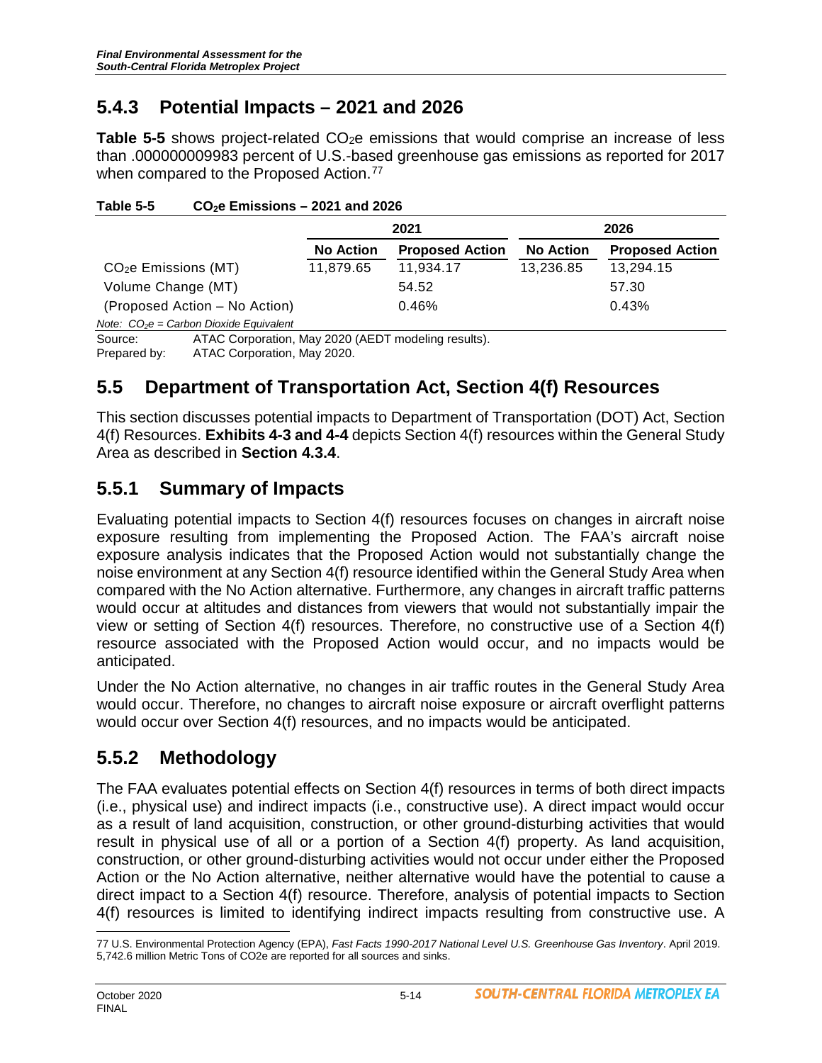## 5.4.3 Potential Impacts – 2021 and 2026

**Table 5-5** shows project-related $CO_2e$ emissions that would comprise an increase of less than .000000009983 percent of U.S.-based greenhouse gas emissions as reported for 2017 when compared to the Proposed Action.[77]

**Table 5-5 $CO_2e$ Emissions – 2021 and 2026**

| | 2021 | | 2026 | |
|---|---|---|---|---|
| | **No Action** | **Proposed Action** | **No Action** | **Proposed Action** |
| $CO_2e$ Emissions (MT) | 11,879.65 | 11,934.17 | 13,236.85 | 13,294.15 |
| Volume Change (MT) | | 54.52 | | 57.30 |
| (Proposed Action – No Action) | | 0.46% | | 0.43% |

*Note: $CO_2e$ = Carbon Dioxide Equivalent*

Source: ATAC Corporation, May 2020 (AEDT modeling results).
Prepared by: ATAC Corporation, May 2020.

## 5.5 Department of Transportation Act, Section 4(f) Resources

This section discusses potential impacts to Department of Transportation (DOT) Act, Section 4(f) Resources. **Exhibits 4-3 and 4-4** depicts Section 4(f) resources within the General Study Area as described in **Section 4.3.4**.

## 5.5.1 Summary of Impacts

Evaluating potential impacts to Section 4(f) resources focuses on changes in aircraft noise exposure resulting from implementing the Proposed Action. The FAA's aircraft noise exposure analysis indicates that the Proposed Action would not substantially change the noise environment at any Section 4(f) resource identified within the General Study Area when compared with the No Action alternative. Furthermore, any changes in aircraft traffic patterns would occur at altitudes and distances from viewers that would not substantially impair the view or setting of Section 4(f) resources. Therefore, no constructive use of a Section 4(f) resource associated with the Proposed Action would occur, and no impacts would be anticipated.

Under the No Action alternative, no changes in air traffic routes in the General Study Area would occur. Therefore, no changes to aircraft noise exposure or aircraft overflight patterns would occur over Section 4(f) resources, and no impacts would be anticipated.

## 5.5.2 Methodology

The FAA evaluates potential effects on Section 4(f) resources in terms of both direct impacts (i.e., physical use) and indirect impacts (i.e., constructive use). A direct impact would occur as a result of land acquisition, construction, or other ground-disturbing activities that would result in physical use of all or a portion of a Section 4(f) property. As land acquisition, construction, or other ground-disturbing activities would not occur under either the Proposed Action or the No Action alternative, neither alternative would have the potential to cause a direct impact to a Section 4(f) resource. Therefore, analysis of potential impacts to Section 4(f) resources is limited to identifying indirect impacts resulting from constructive use. A

---

77 U.S. Environmental Protection Agency (EPA), *Fast Facts 1990-2017 National Level U.S. Greenhouse Gas Inventory*. April 2019. 5,742.6 million Metric Tons of CO2e are reported for all sources and sinks.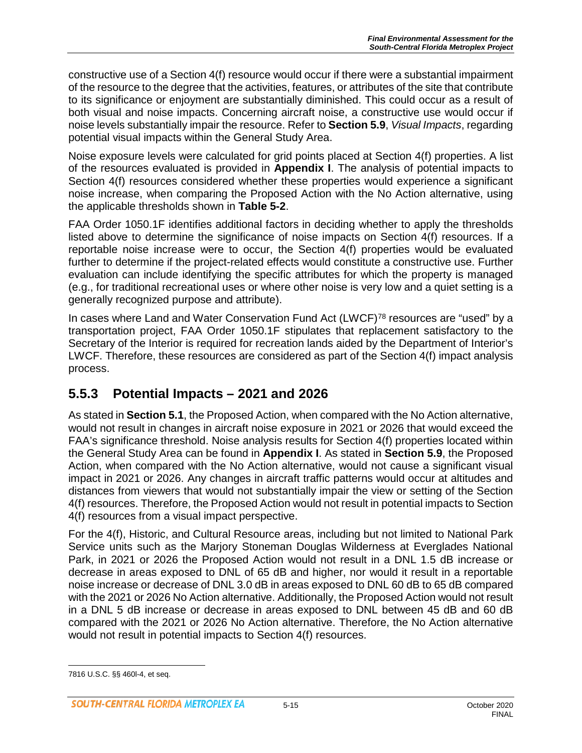constructive use of a Section 4(f) resource would occur if there were a substantial impairment of the resource to the degree that the activities, features, or attributes of the site that contribute to its significance or enjoyment are substantially diminished. This could occur as a result of both visual and noise impacts. Concerning aircraft noise, a constructive use would occur if noise levels substantially impair the resource. Refer to **Section 5.9**, *Visual Impacts*, regarding potential visual impacts within the General Study Area.

Noise exposure levels were calculated for grid points placed at Section 4(f) properties. A list of the resources evaluated is provided in **Appendix I**. The analysis of potential impacts to Section 4(f) resources considered whether these properties would experience a significant noise increase, when comparing the Proposed Action with the No Action alternative, using the applicable thresholds shown in **Table 5-2**.

FAA Order 1050.1F identifies additional factors in deciding whether to apply the thresholds listed above to determine the significance of noise impacts on Section 4(f) resources. If a reportable noise increase were to occur, the Section 4(f) properties would be evaluated further to determine if the project-related effects would constitute a constructive use. Further evaluation can include identifying the specific attributes for which the property is managed (e.g., for traditional recreational uses or where other noise is very low and a quiet setting is a generally recognized purpose and attribute).

In cases where Land and Water Conservation Fund Act (LWCF)[78] resources are "used" by a transportation project, FAA Order 1050.1F stipulates that replacement satisfactory to the Secretary of the Interior is required for recreation lands aided by the Department of Interior's LWCF. Therefore, these resources are considered as part of the Section 4(f) impact analysis process.

## 5.5.3 Potential Impacts – 2021 and 2026

As stated in **Section 5.1**, the Proposed Action, when compared with the No Action alternative, would not result in changes in aircraft noise exposure in 2021 or 2026 that would exceed the FAA's significance threshold. Noise analysis results for Section 4(f) properties located within the General Study Area can be found in **Appendix I**. As stated in **Section 5.9**, the Proposed Action, when compared with the No Action alternative, would not cause a significant visual impact in 2021 or 2026. Any changes in aircraft traffic patterns would occur at altitudes and distances from viewers that would not substantially impair the view or setting of the Section 4(f) resources. Therefore, the Proposed Action would not result in potential impacts to Section 4(f) resources from a visual impact perspective.

For the 4(f), Historic, and Cultural Resource areas, including but not limited to National Park Service units such as the Marjory Stoneman Douglas Wilderness at Everglades National Park, in 2021 or 2026 the Proposed Action would not result in a DNL 1.5 dB increase or decrease in areas exposed to DNL of 65 dB and higher, nor would it result in a reportable noise increase or decrease of DNL 3.0 dB in areas exposed to DNL 60 dB to 65 dB compared with the 2021 or 2026 No Action alternative. Additionally, the Proposed Action would not result in a DNL 5 dB increase or decrease in areas exposed to DNL between 45 dB and 60 dB compared with the 2021 or 2026 No Action alternative. Therefore, the No Action alternative would not result in potential impacts to Section 4(f) resources.

---

[78] 16 U.S.C. §§ 460l-4, et seq.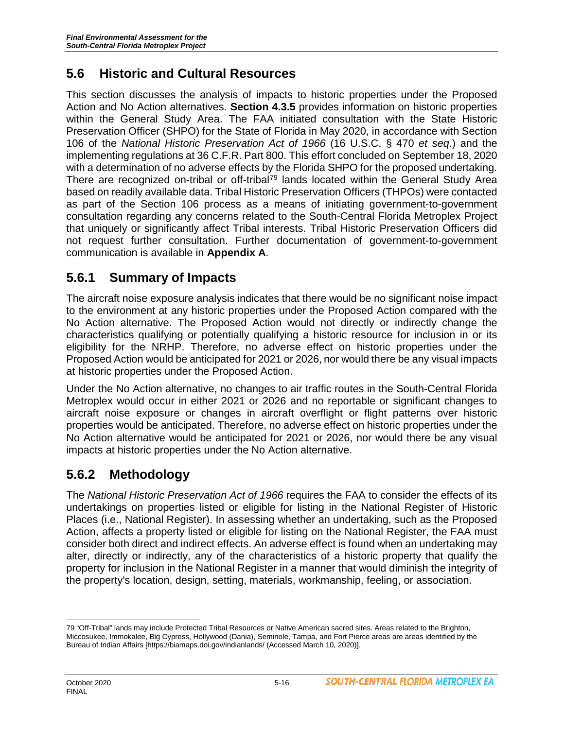## 5.6 Historic and Cultural Resources

This section discusses the analysis of impacts to historic properties under the Proposed Action and No Action alternatives. **Section 4.3.5** provides information on historic properties within the General Study Area. The FAA initiated consultation with the State Historic Preservation Officer (SHPO) for the State of Florida in May 2020, in accordance with Section 106 of the *National Historic Preservation Act of 1966* (16 U.S.C. § 470 *et seq*.) and the implementing regulations at 36 C.F.R. Part 800. This effort concluded on September 18, 2020 with a determination of no adverse effects by the Florida SHPO for the proposed undertaking. There are recognized on-tribal or off-tribal[79] lands located within the General Study Area based on readily available data. Tribal Historic Preservation Officers (THPOs) were contacted as part of the Section 106 process as a means of initiating government-to-government consultation regarding any concerns related to the South-Central Florida Metroplex Project that uniquely or significantly affect Tribal interests. Tribal Historic Preservation Officers did not request further consultation. Further documentation of government-to-government communication is available in **Appendix A**.

### 5.6.1 Summary of Impacts

The aircraft noise exposure analysis indicates that there would be no significant noise impact to the environment at any historic properties under the Proposed Action compared with the No Action alternative. The Proposed Action would not directly or indirectly change the characteristics qualifying or potentially qualifying a historic resource for inclusion in or its eligibility for the NRHP. Therefore, no adverse effect on historic properties under the Proposed Action would be anticipated for 2021 or 2026, nor would there be any visual impacts at historic properties under the Proposed Action.

Under the No Action alternative, no changes to air traffic routes in the South-Central Florida Metroplex would occur in either 2021 or 2026 and no reportable or significant changes to aircraft noise exposure or changes in aircraft overflight or flight patterns over historic properties would be anticipated. Therefore, no adverse effect on historic properties under the No Action alternative would be anticipated for 2021 or 2026, nor would there be any visual impacts at historic properties under the No Action alternative.

### 5.6.2 Methodology

The *National Historic Preservation Act of 1966* requires the FAA to consider the effects of its undertakings on properties listed or eligible for listing in the National Register of Historic Places (i.e., National Register). In assessing whether an undertaking, such as the Proposed Action, affects a property listed or eligible for listing on the National Register, the FAA must consider both direct and indirect effects. An adverse effect is found when an undertaking may alter, directly or indirectly, any of the characteristics of a historic property that qualify the property for inclusion in the National Register in a manner that would diminish the integrity of the property's location, design, setting, materials, workmanship, feeling, or association.

---

79 "Off-Tribal" lands may include Protected Tribal Resources or Native American sacred sites. Areas related to the Brighton, Miccosukee, Immokalee, Big Cypress, Hollywood (Dania), Seminole, Tampa, and Fort Pierce areas are areas identified by the Bureau of Indian Affairs [https://biamaps.doi.gov/indianlands/ (Accessed March 10, 2020)].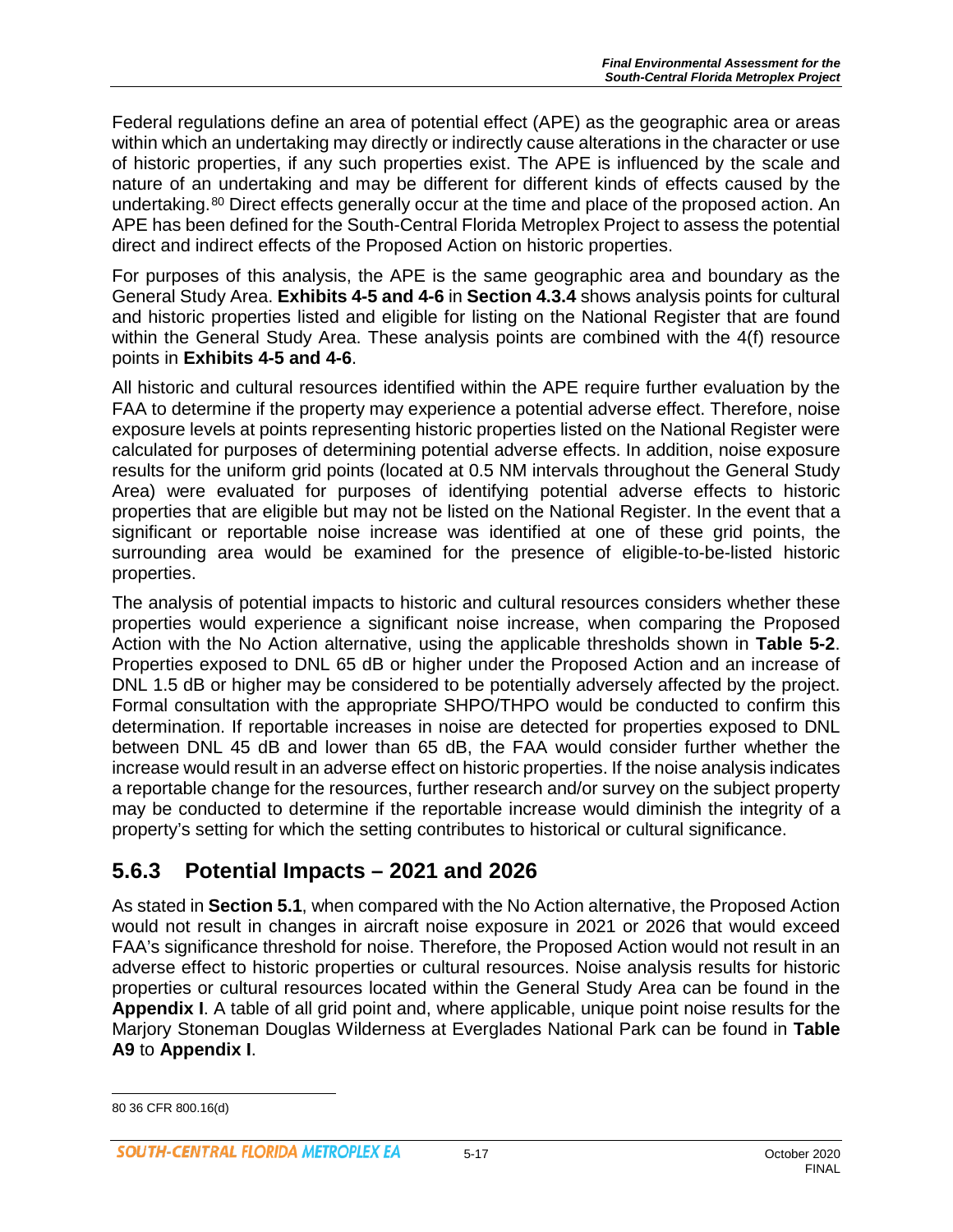Federal regulations define an area of potential effect (APE) as the geographic area or areas within which an undertaking may directly or indirectly cause alterations in the character or use of historic properties, if any such properties exist. The APE is influenced by the scale and nature of an undertaking and may be different for different kinds of effects caused by the undertaking.[80] Direct effects generally occur at the time and place of the proposed action. An APE has been defined for the South-Central Florida Metroplex Project to assess the potential direct and indirect effects of the Proposed Action on historic properties.

For purposes of this analysis, the APE is the same geographic area and boundary as the General Study Area. **Exhibits 4-5 and 4-6** in **Section 4.3.4** shows analysis points for cultural and historic properties listed and eligible for listing on the National Register that are found within the General Study Area. These analysis points are combined with the 4(f) resource points in **Exhibits 4-5 and 4-6**.

All historic and cultural resources identified within the APE require further evaluation by the FAA to determine if the property may experience a potential adverse effect. Therefore, noise exposure levels at points representing historic properties listed on the National Register were calculated for purposes of determining potential adverse effects. In addition, noise exposure results for the uniform grid points (located at 0.5 NM intervals throughout the General Study Area) were evaluated for purposes of identifying potential adverse effects to historic properties that are eligible but may not be listed on the National Register. In the event that a significant or reportable noise increase was identified at one of these grid points, the surrounding area would be examined for the presence of eligible-to-be-listed historic properties.

The analysis of potential impacts to historic and cultural resources considers whether these properties would experience a significant noise increase, when comparing the Proposed Action with the No Action alternative, using the applicable thresholds shown in **Table 5-2**. Properties exposed to DNL 65 dB or higher under the Proposed Action and an increase of DNL 1.5 dB or higher may be considered to be potentially adversely affected by the project. Formal consultation with the appropriate SHPO/THPO would be conducted to confirm this determination. If reportable increases in noise are detected for properties exposed to DNL between DNL 45 dB and lower than 65 dB, the FAA would consider further whether the increase would result in an adverse effect on historic properties. If the noise analysis indicates a reportable change for the resources, further research and/or survey on the subject property may be conducted to determine if the reportable increase would diminish the integrity of a property's setting for which the setting contributes to historical or cultural significance.

## 5.6.3 Potential Impacts – 2021 and 2026

As stated in **Section 5.1**, when compared with the No Action alternative, the Proposed Action would not result in changes in aircraft noise exposure in 2021 or 2026 that would exceed FAA's significance threshold for noise. Therefore, the Proposed Action would not result in an adverse effect to historic properties or cultural resources. Noise analysis results for historic properties or cultural resources located within the General Study Area can be found in the **Appendix I**. A table of all grid point and, where applicable, unique point noise results for the Marjory Stoneman Douglas Wilderness at Everglades National Park can be found in **Table A9** to **Appendix I**.

---

80 36 CFR 800.16(d)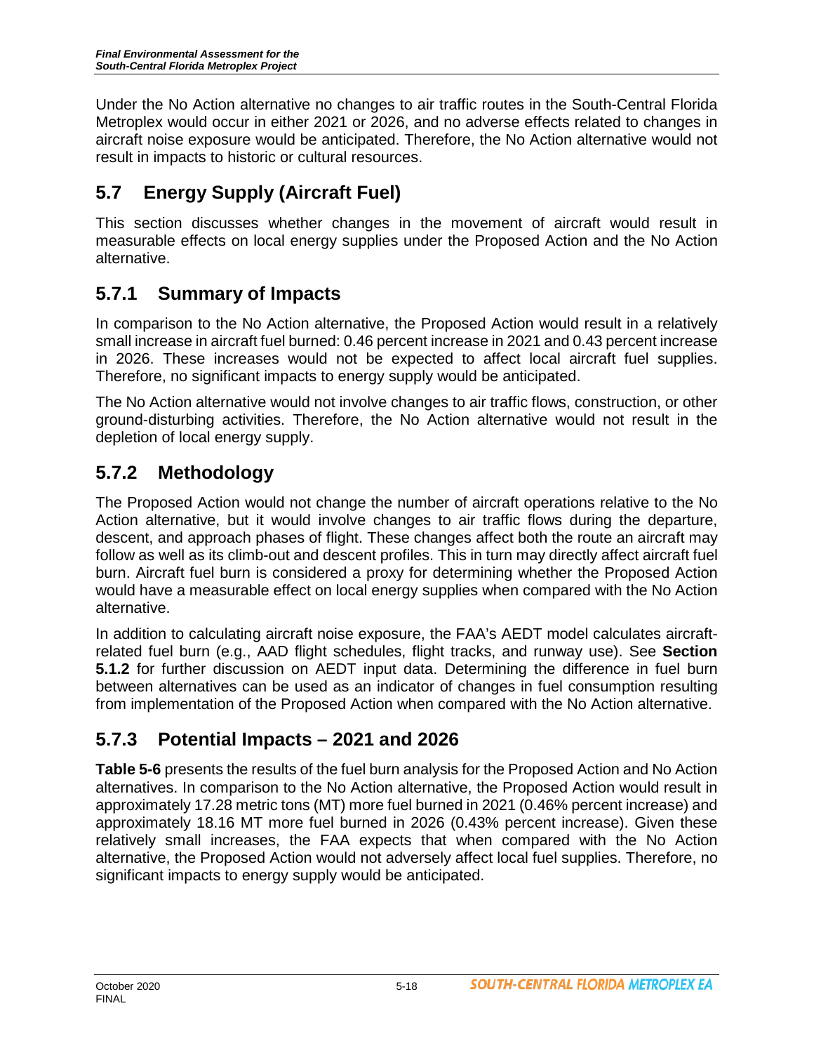Under the No Action alternative no changes to air traffic routes in the South-Central Florida Metroplex would occur in either 2021 or 2026, and no adverse effects related to changes in aircraft noise exposure would be anticipated. Therefore, the No Action alternative would not result in impacts to historic or cultural resources.

## 5.7 Energy Supply (Aircraft Fuel)

This section discusses whether changes in the movement of aircraft would result in measurable effects on local energy supplies under the Proposed Action and the No Action alternative.

### 5.7.1 Summary of Impacts

In comparison to the No Action alternative, the Proposed Action would result in a relatively small increase in aircraft fuel burned: 0.46 percent increase in 2021 and 0.43 percent increase in 2026. These increases would not be expected to affect local aircraft fuel supplies. Therefore, no significant impacts to energy supply would be anticipated.

The No Action alternative would not involve changes to air traffic flows, construction, or other ground-disturbing activities. Therefore, the No Action alternative would not result in the depletion of local energy supply.

### 5.7.2 Methodology

The Proposed Action would not change the number of aircraft operations relative to the No Action alternative, but it would involve changes to air traffic flows during the departure, descent, and approach phases of flight. These changes affect both the route an aircraft may follow as well as its climb-out and descent profiles. This in turn may directly affect aircraft fuel burn. Aircraft fuel burn is considered a proxy for determining whether the Proposed Action would have a measurable effect on local energy supplies when compared with the No Action alternative.

In addition to calculating aircraft noise exposure, the FAA's AEDT model calculates aircraft-related fuel burn (e.g., AAD flight schedules, flight tracks, and runway use). See **Section 5.1.2** for further discussion on AEDT input data. Determining the difference in fuel burn between alternatives can be used as an indicator of changes in fuel consumption resulting from implementation of the Proposed Action when compared with the No Action alternative.

### 5.7.3 Potential Impacts – 2021 and 2026

**Table 5-6** presents the results of the fuel burn analysis for the Proposed Action and No Action alternatives. In comparison to the No Action alternative, the Proposed Action would result in approximately 17.28 metric tons (MT) more fuel burned in 2021 (0.46% percent increase) and approximately 18.16 MT more fuel burned in 2026 (0.43% percent increase). Given these relatively small increases, the FAA expects that when compared with the No Action alternative, the Proposed Action would not adversely affect local fuel supplies. Therefore, no significant impacts to energy supply would be anticipated.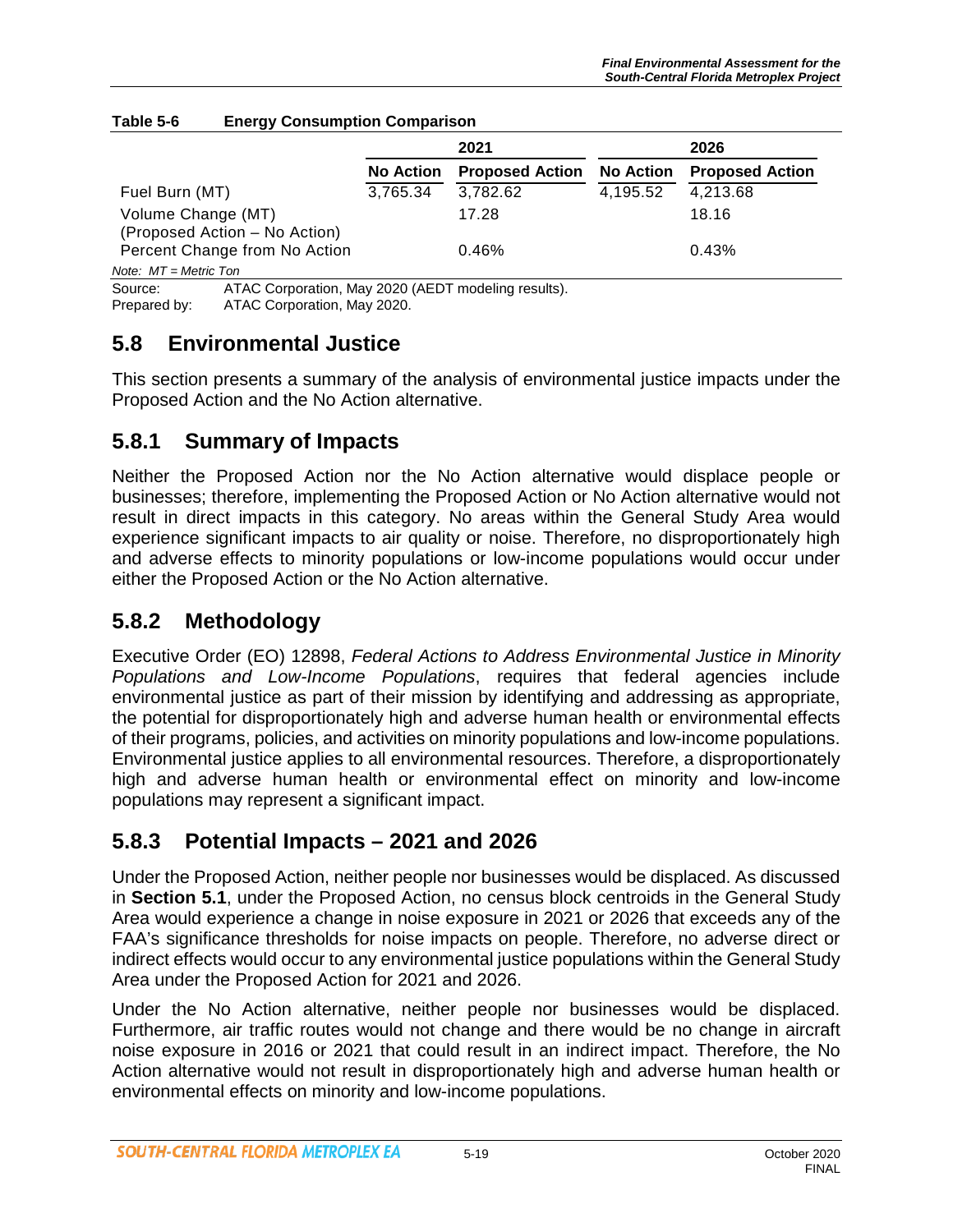**Table 5-6 Energy Consumption Comparison**

| | 2021 | | 2026 | |
|---|---|---|---|---|
| | No Action | Proposed Action | No Action | Proposed Action |
| Fuel Burn (MT) | 3,765.34 | 3,782.62 | 4,195.52 | 4,213.68 |
| Volume Change (MT) (Proposed Action – No Action) | | 17.28 | | 18.16 |
| Percent Change from No Action | | 0.46% | | 0.43% |

*Note: MT = Metric Ton*

Source: ATAC Corporation, May 2020 (AEDT modeling results).
Prepared by: ATAC Corporation, May 2020.

## 5.8 Environmental Justice

This section presents a summary of the analysis of environmental justice impacts under the Proposed Action and the No Action alternative.

### 5.8.1 Summary of Impacts

Neither the Proposed Action nor the No Action alternative would displace people or businesses; therefore, implementing the Proposed Action or No Action alternative would not result in direct impacts in this category. No areas within the General Study Area would experience significant impacts to air quality or noise. Therefore, no disproportionately high and adverse effects to minority populations or low-income populations would occur under either the Proposed Action or the No Action alternative.

### 5.8.2 Methodology

Executive Order (EO) 12898, *Federal Actions to Address Environmental Justice in Minority Populations and Low-Income Populations*, requires that federal agencies include environmental justice as part of their mission by identifying and addressing as appropriate, the potential for disproportionately high and adverse human health or environmental effects of their programs, policies, and activities on minority populations and low-income populations. Environmental justice applies to all environmental resources. Therefore, a disproportionately high and adverse human health or environmental effect on minority and low-income populations may represent a significant impact.

### 5.8.3 Potential Impacts – 2021 and 2026

Under the Proposed Action, neither people nor businesses would be displaced. As discussed in **Section 5.1**, under the Proposed Action, no census block centroids in the General Study Area would experience a change in noise exposure in 2021 or 2026 that exceeds any of the FAA's significance thresholds for noise impacts on people. Therefore, no adverse direct or indirect effects would occur to any environmental justice populations within the General Study Area under the Proposed Action for 2021 and 2026.

Under the No Action alternative, neither people nor businesses would be displaced. Furthermore, air traffic routes would not change and there would be no change in aircraft noise exposure in 2016 or 2021 that could result in an indirect impact. Therefore, the No Action alternative would not result in disproportionately high and adverse human health or environmental effects on minority and low-income populations.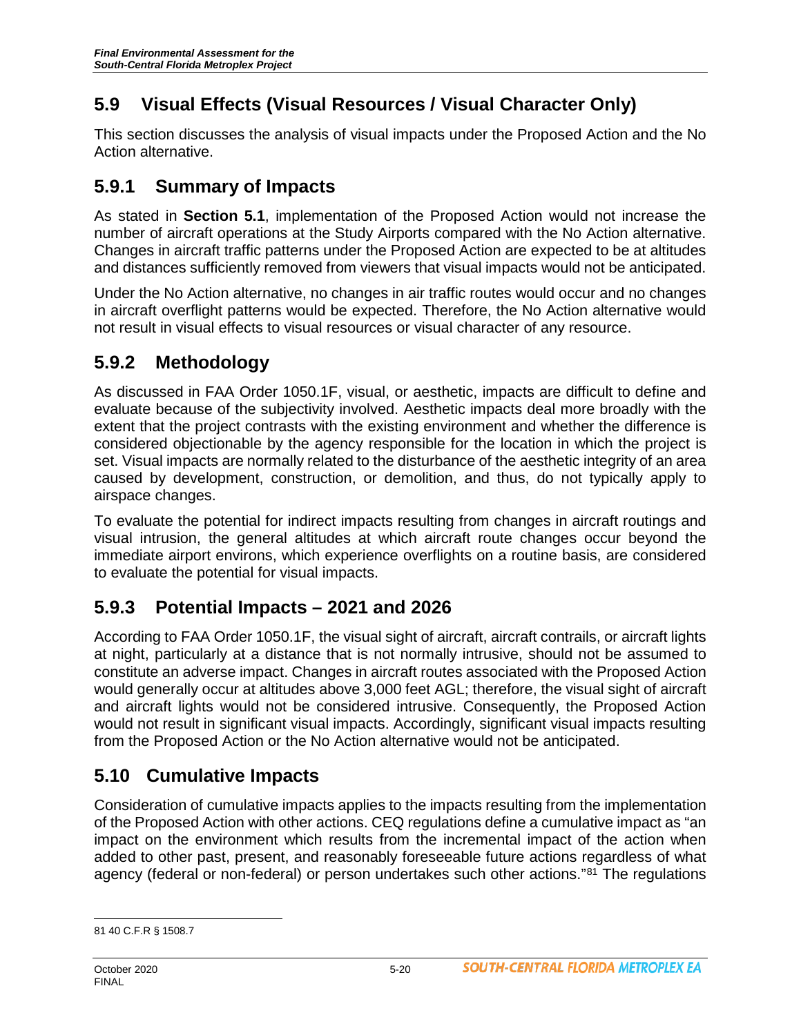## 5.9 Visual Effects (Visual Resources / Visual Character Only)

This section discusses the analysis of visual impacts under the Proposed Action and the No Action alternative.

### 5.9.1 Summary of Impacts

As stated in **Section 5.1**, implementation of the Proposed Action would not increase the number of aircraft operations at the Study Airports compared with the No Action alternative. Changes in aircraft traffic patterns under the Proposed Action are expected to be at altitudes and distances sufficiently removed from viewers that visual impacts would not be anticipated.

Under the No Action alternative, no changes in air traffic routes would occur and no changes in aircraft overflight patterns would be expected. Therefore, the No Action alternative would not result in visual effects to visual resources or visual character of any resource.

### 5.9.2 Methodology

As discussed in FAA Order 1050.1F, visual, or aesthetic, impacts are difficult to define and evaluate because of the subjectivity involved. Aesthetic impacts deal more broadly with the extent that the project contrasts with the existing environment and whether the difference is considered objectionable by the agency responsible for the location in which the project is set. Visual impacts are normally related to the disturbance of the aesthetic integrity of an area caused by development, construction, or demolition, and thus, do not typically apply to airspace changes.

To evaluate the potential for indirect impacts resulting from changes in aircraft routings and visual intrusion, the general altitudes at which aircraft route changes occur beyond the immediate airport environs, which experience overflights on a routine basis, are considered to evaluate the potential for visual impacts.

### 5.9.3 Potential Impacts – 2021 and 2026

According to FAA Order 1050.1F, the visual sight of aircraft, aircraft contrails, or aircraft lights at night, particularly at a distance that is not normally intrusive, should not be assumed to constitute an adverse impact. Changes in aircraft routes associated with the Proposed Action would generally occur at altitudes above 3,000 feet AGL; therefore, the visual sight of aircraft and aircraft lights would not be considered intrusive. Consequently, the Proposed Action would not result in significant visual impacts. Accordingly, significant visual impacts resulting from the Proposed Action or the No Action alternative would not be anticipated.

## 5.10 Cumulative Impacts

Consideration of cumulative impacts applies to the impacts resulting from the implementation of the Proposed Action with other actions. CEQ regulations define a cumulative impact as "an impact on the environment which results from the incremental impact of the action when added to other past, present, and reasonably foreseeable future actions regardless of what agency (federal or non-federal) or person undertakes such other actions."[81] The regulations

[81] 40 C.F.R § 1508.7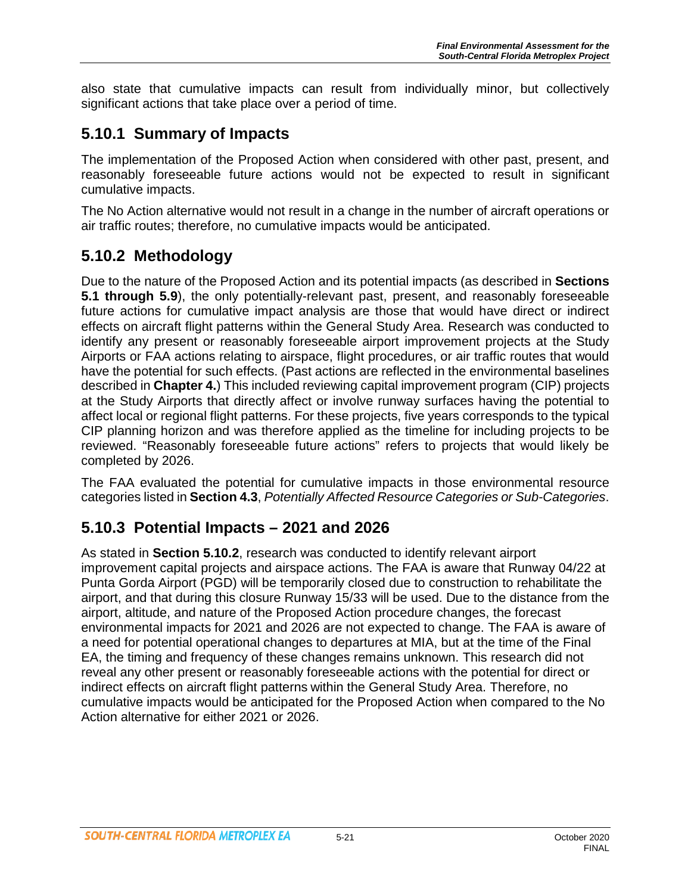also state that cumulative impacts can result from individually minor, but collectively significant actions that take place over a period of time.

## 5.10.1 Summary of Impacts

The implementation of the Proposed Action when considered with other past, present, and reasonably foreseeable future actions would not be expected to result in significant cumulative impacts.

The No Action alternative would not result in a change in the number of aircraft operations or air traffic routes; therefore, no cumulative impacts would be anticipated.

## 5.10.2 Methodology

Due to the nature of the Proposed Action and its potential impacts (as described in **Sections 5.1 through 5.9**), the only potentially-relevant past, present, and reasonably foreseeable future actions for cumulative impact analysis are those that would have direct or indirect effects on aircraft flight patterns within the General Study Area. Research was conducted to identify any present or reasonably foreseeable airport improvement projects at the Study Airports or FAA actions relating to airspace, flight procedures, or air traffic routes that would have the potential for such effects. (Past actions are reflected in the environmental baselines described in **Chapter 4.**) This included reviewing capital improvement program (CIP) projects at the Study Airports that directly affect or involve runway surfaces having the potential to affect local or regional flight patterns. For these projects, five years corresponds to the typical CIP planning horizon and was therefore applied as the timeline for including projects to be reviewed. "Reasonably foreseeable future actions" refers to projects that would likely be completed by 2026.

The FAA evaluated the potential for cumulative impacts in those environmental resource categories listed in **Section 4.3**, *Potentially Affected Resource Categories or Sub-Categories*.

## 5.10.3 Potential Impacts – 2021 and 2026

As stated in **Section 5.10.2**, research was conducted to identify relevant airport improvement capital projects and airspace actions. The FAA is aware that Runway 04/22 at Punta Gorda Airport (PGD) will be temporarily closed due to construction to rehabilitate the airport, and that during this closure Runway 15/33 will be used. Due to the distance from the airport, altitude, and nature of the Proposed Action procedure changes, the forecast environmental impacts for 2021 and 2026 are not expected to change. The FAA is aware of a need for potential operational changes to departures at MIA, but at the time of the Final EA, the timing and frequency of these changes remains unknown. This research did not reveal any other present or reasonably foreseeable actions with the potential for direct or indirect effects on aircraft flight patterns within the General Study Area. Therefore, no cumulative impacts would be anticipated for the Proposed Action when compared to the No Action alternative for either 2021 or 2026.